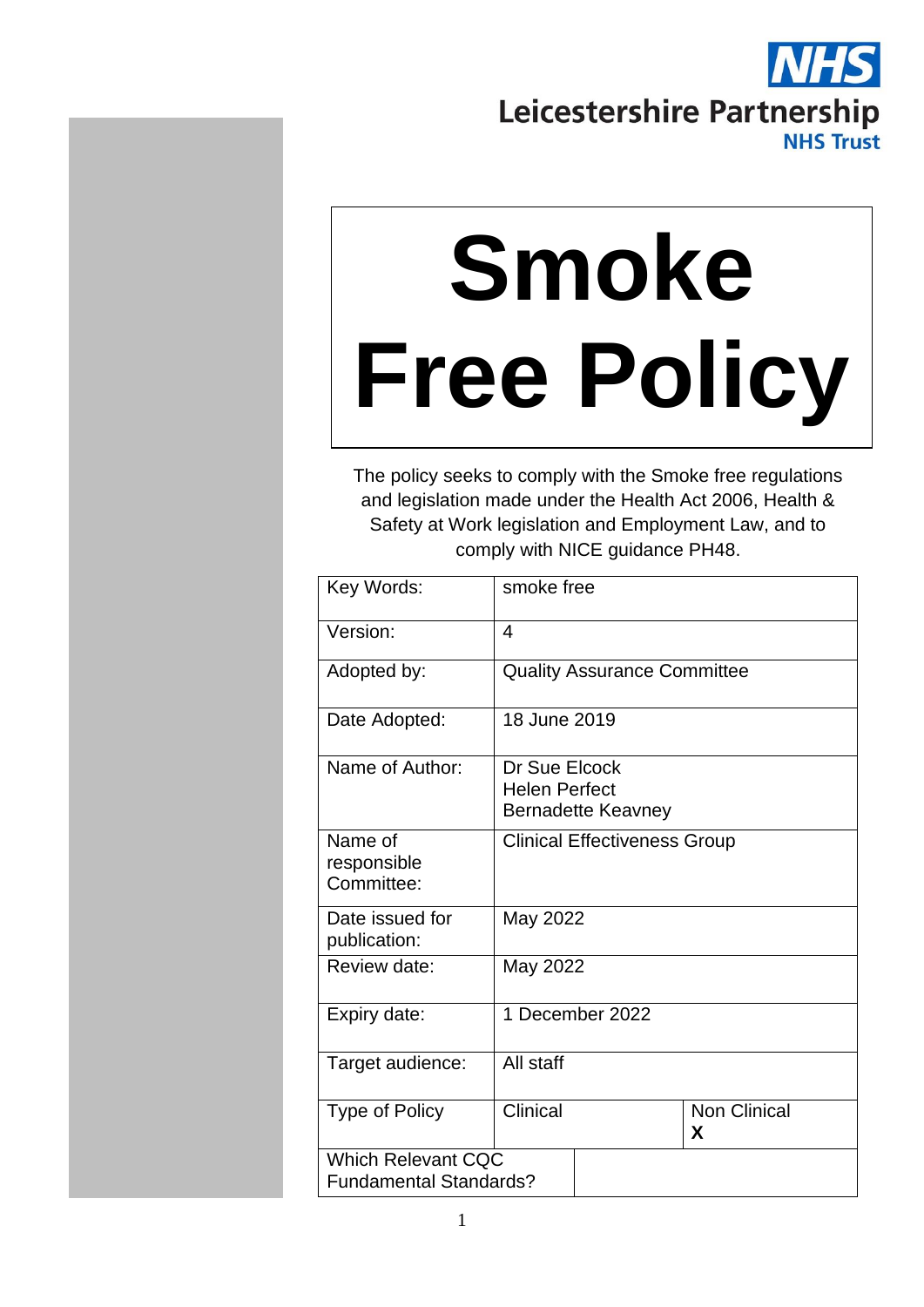NHS

Leicestershire Partnership
NHS Trust

# Smoke Free Policy

The policy seeks to comply with the Smoke free regulations and legislation made under the Health Act 2006, Health & Safety at Work legislation and Employment Law, and to comply with NICE guidance PH48.

| Key Words: | smoke free | |
|---|---|---|
| Version: | 4 | |
| Adopted by: | Quality Assurance Committee | |
| Date Adopted: | 18 June 2019 | |
| Name of Author: | Dr Sue Elcock<br>Helen Perfect<br>Bernadette Keavney | |
| Name of responsible Committee: | Clinical Effectiveness Group | |
| Date issued for publication: | May 2022 | |
| Review date: | May 2022 | |
| Expiry date: | 1 December 2022 | |
| Target audience: | All staff | |
| Type of Policy | Clinical | Non Clinical **X** |
| Which Relevant CQC Fundamental Standards? | | |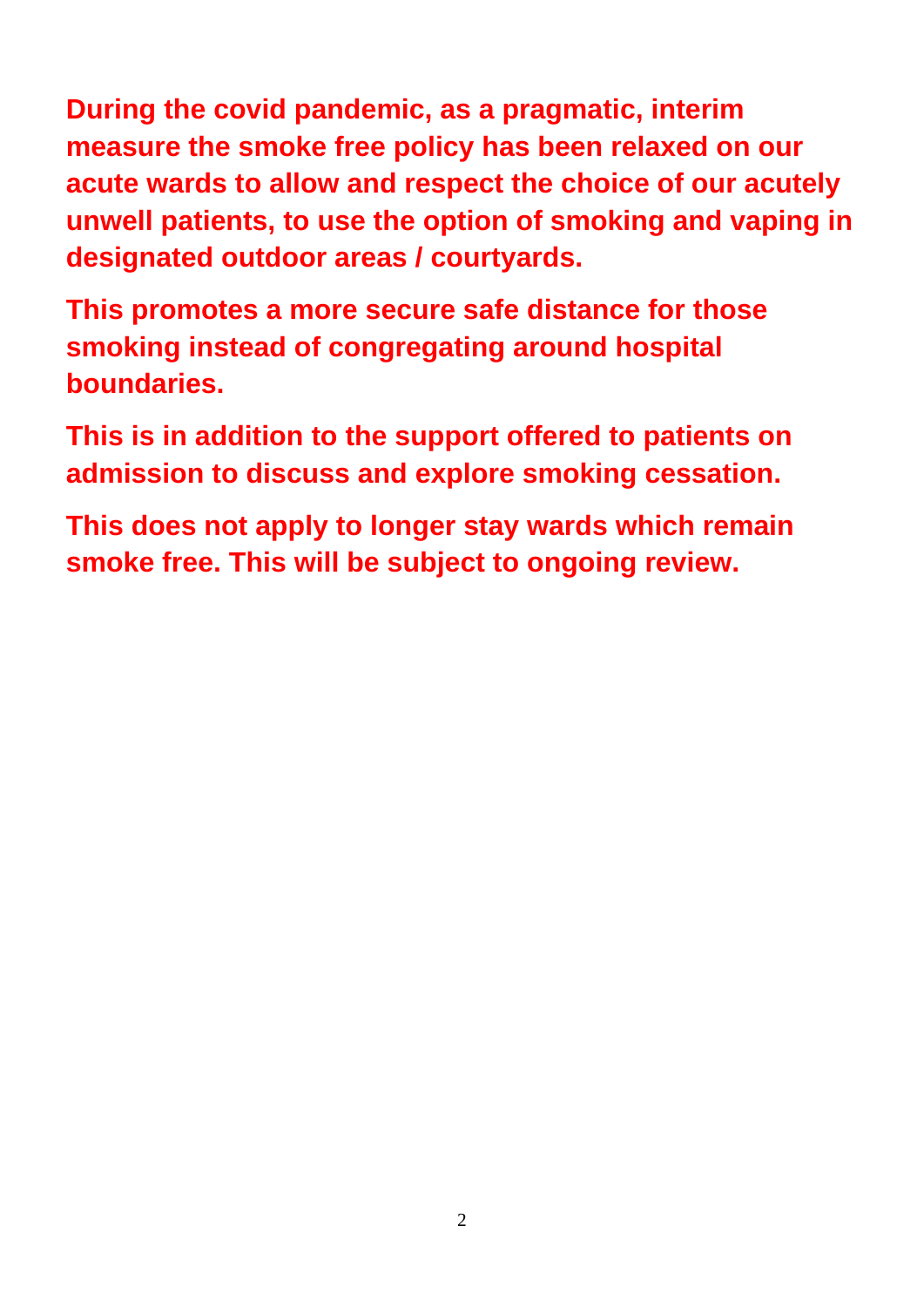**During the covid pandemic, as a pragmatic, interim measure the smoke free policy has been relaxed on our acute wards to allow and respect the choice of our acutely unwell patients, to use the option of smoking and vaping in designated outdoor areas / courtyards.**

**This promotes a more secure safe distance for those smoking instead of congregating around hospital boundaries.**

**This is in addition to the support offered to patients on admission to discuss and explore smoking cessation.**

**This does not apply to longer stay wards which remain smoke free. This will be subject to ongoing review.**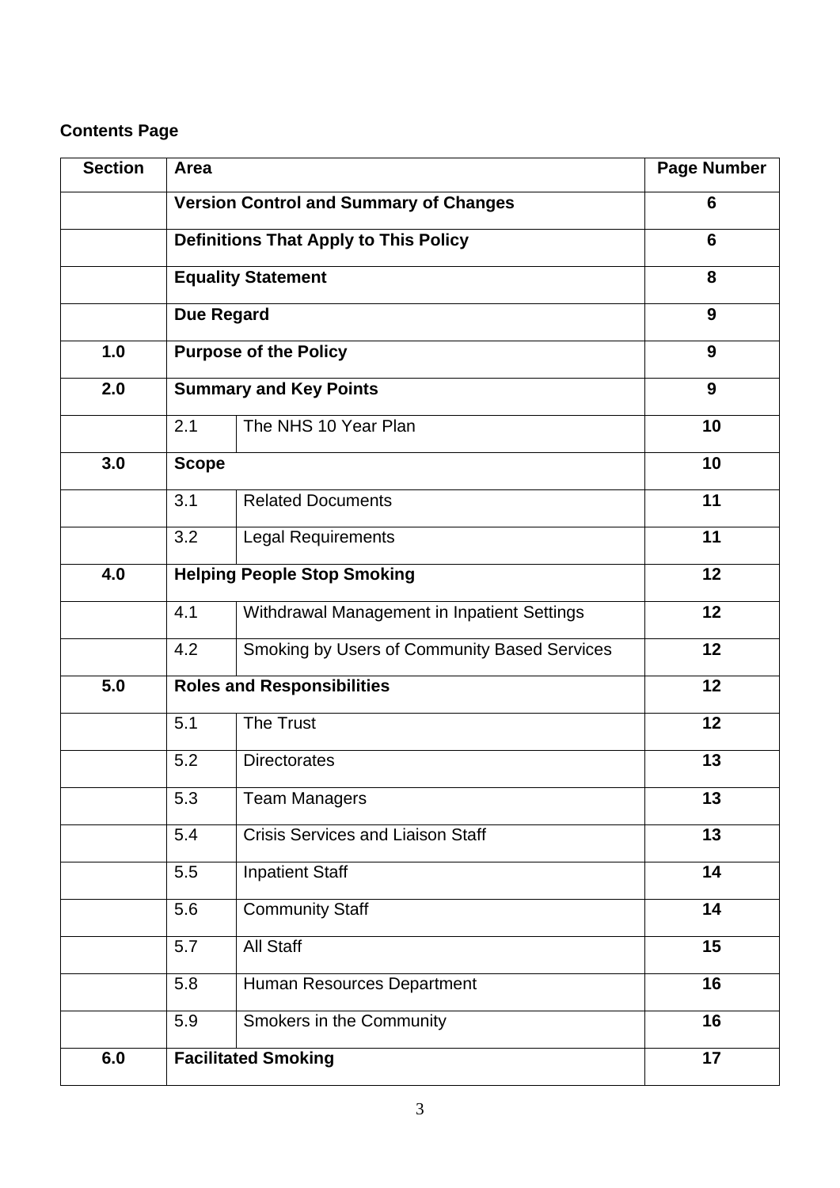**Contents Page**

| Section | Area | | Page Number |
|---|---|---|---|
| | **Version Control and Summary of Changes** | | **6** |
| | **Definitions That Apply to This Policy** | | **6** |
| | **Equality Statement** | | **8** |
| | **Due Regard** | | **9** |
| **1.0** | **Purpose of the Policy** | | **9** |
| **2.0** | **Summary and Key Points** | | **9** |
| | 2.1 | The NHS 10 Year Plan | **10** |
| **3.0** | **Scope** | | **10** |
| | 3.1 | Related Documents | **11** |
| | 3.2 | Legal Requirements | **11** |
| **4.0** | **Helping People Stop Smoking** | | **12** |
| | 4.1 | Withdrawal Management in Inpatient Settings | **12** |
| | 4.2 | Smoking by Users of Community Based Services | **12** |
| **5.0** | **Roles and Responsibilities** | | **12** |
| | 5.1 | The Trust | **12** |
| | 5.2 | Directorates | **13** |
| | 5.3 | Team Managers | **13** |
| | 5.4 | Crisis Services and Liaison Staff | **13** |
| | 5.5 | Inpatient Staff | **14** |
| | 5.6 | Community Staff | **14** |
| | 5.7 | All Staff | **15** |
| | 5.8 | Human Resources Department | **16** |
| | 5.9 | Smokers in the Community | **16** |
| **6.0** | **Facilitated Smoking** | | **17** |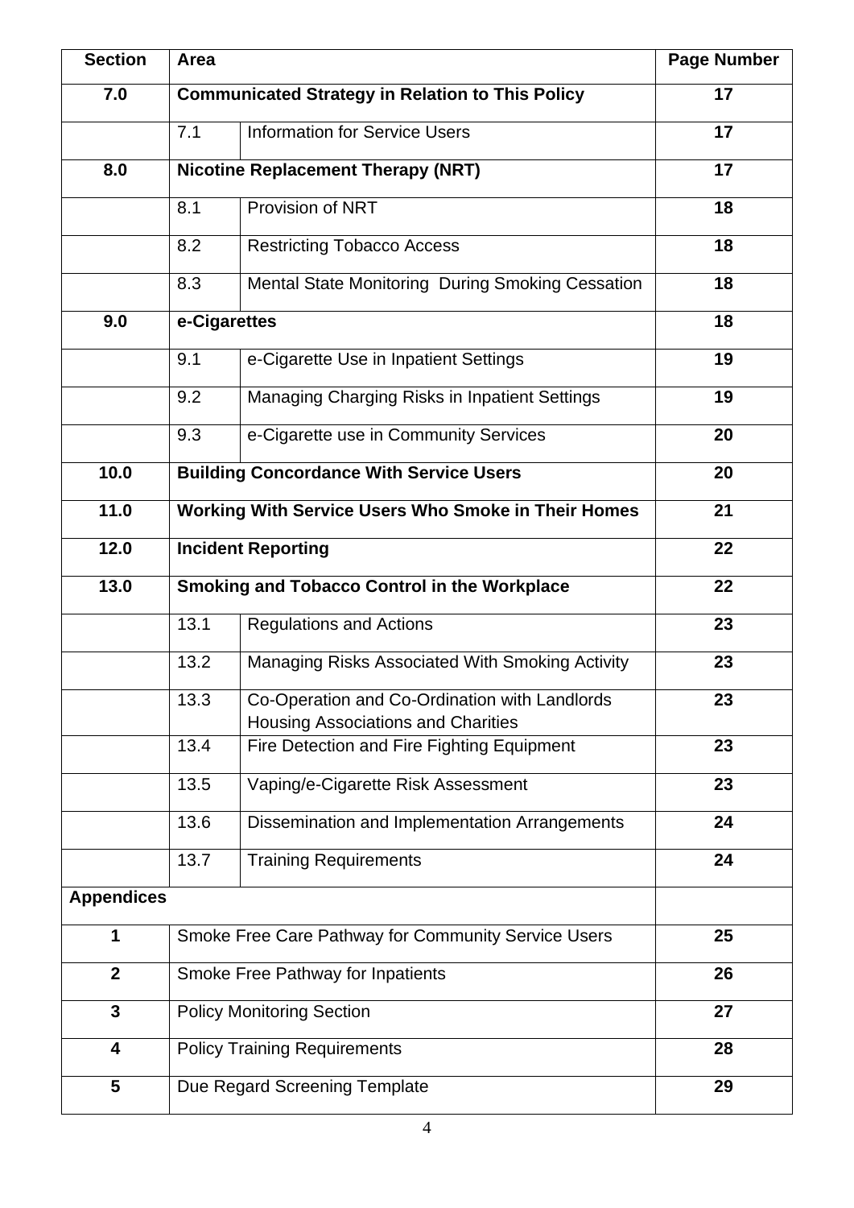| Section | Area | | Page Number |
|---|---|---|---|
| **7.0** | **Communicated Strategy in Relation to This Policy** | | **17** |
| | 7.1 | Information for Service Users | **17** |
| **8.0** | **Nicotine Replacement Therapy (NRT)** | | **17** |
| | 8.1 | Provision of NRT | **18** |
| | 8.2 | Restricting Tobacco Access | **18** |
| | 8.3 | Mental State Monitoring During Smoking Cessation | **18** |
| **9.0** | **e-Cigarettes** | | **18** |
| | 9.1 | e-Cigarette Use in Inpatient Settings | **19** |
| | 9.2 | Managing Charging Risks in Inpatient Settings | **19** |
| | 9.3 | e-Cigarette use in Community Services | **20** |
| **10.0** | **Building Concordance With Service Users** | | **20** |
| **11.0** | **Working With Service Users Who Smoke in Their Homes** | | **21** |
| **12.0** | **Incident Reporting** | | **22** |
| **13.0** | **Smoking and Tobacco Control in the Workplace** | | **22** |
| | 13.1 | Regulations and Actions | **23** |
| | 13.2 | Managing Risks Associated With Smoking Activity | **23** |
| | 13.3 | Co-Operation and Co-Ordination with Landlords Housing Associations and Charities | **23** |
| | 13.4 | Fire Detection and Fire Fighting Equipment | **23** |
| | 13.5 | Vaping/e-Cigarette Risk Assessment | **23** |
| | 13.6 | Dissemination and Implementation Arrangements | **24** |
| | 13.7 | Training Requirements | **24** |
| **Appendices** | | | |
| **1** | Smoke Free Care Pathway for Community Service Users | | **25** |
| **2** | Smoke Free Pathway for Inpatients | | **26** |
| **3** | Policy Monitoring Section | | **27** |
| **4** | Policy Training Requirements | | **28** |
| **5** | Due Regard Screening Template | | **29** |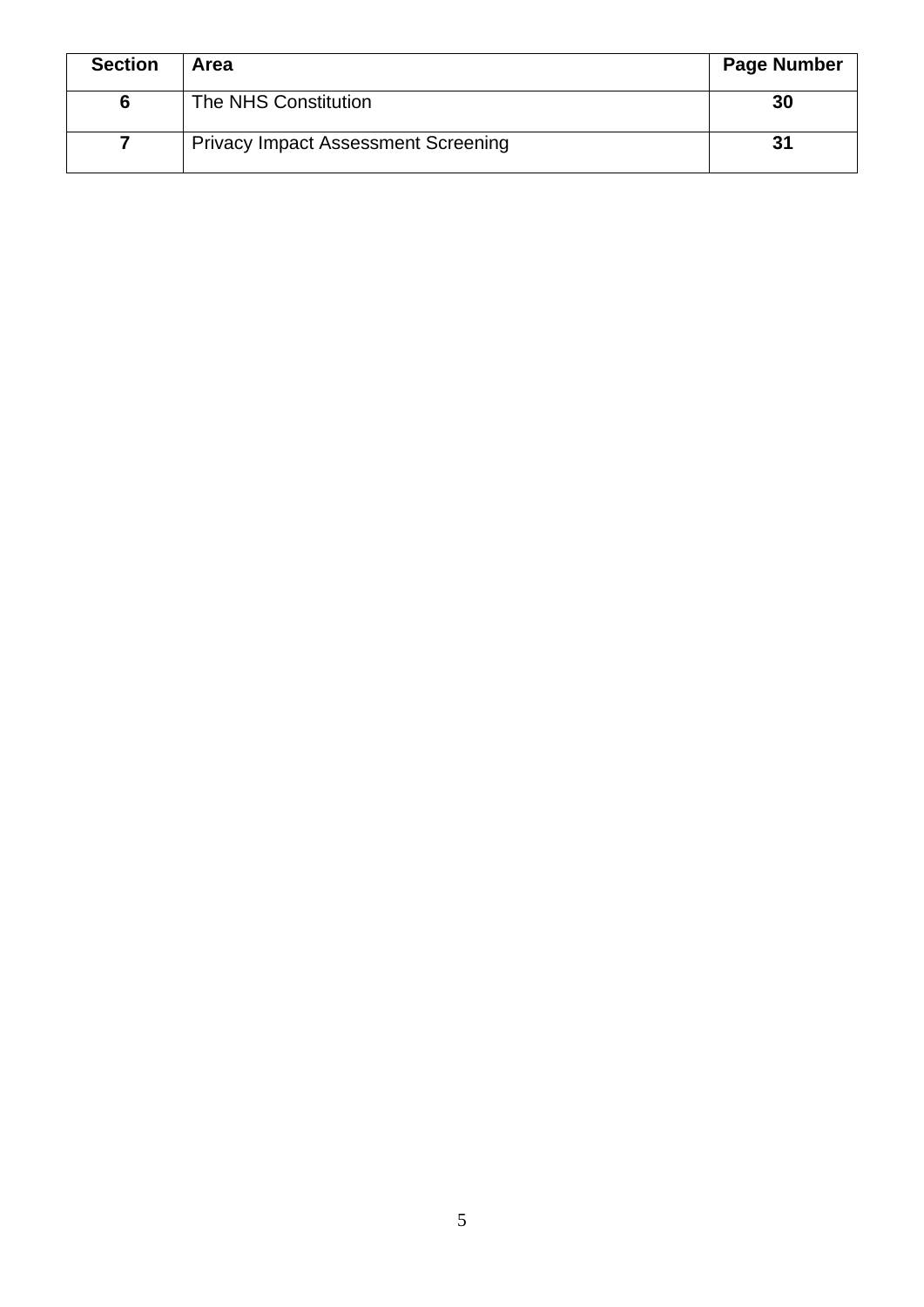| Section | Area | Page Number |
| --- | --- | --- |
| **6** | The NHS Constitution | **30** |
| **7** | Privacy Impact Assessment Screening | **31** |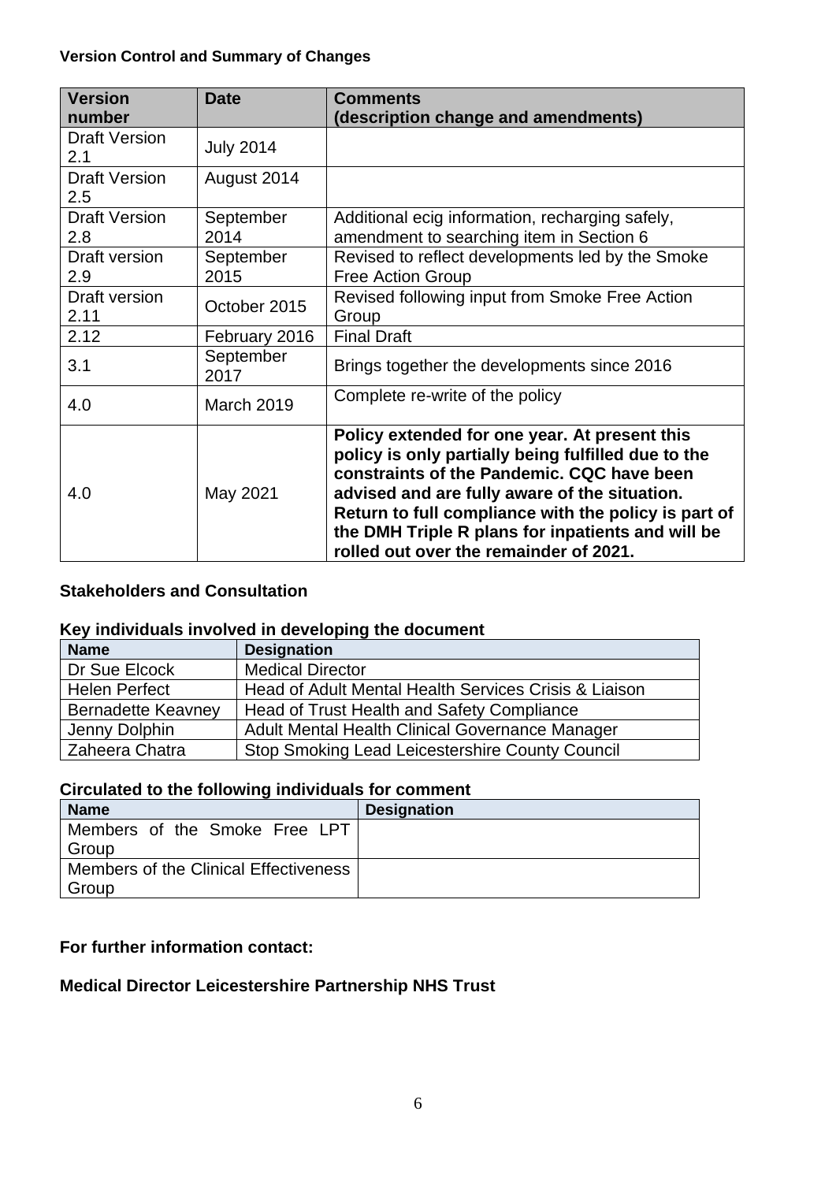**Version Control and Summary of Changes**

| Version number | Date | Comments (description change and amendments) |
|---|---|---|
| Draft Version 2.1 | July 2014 | |
| Draft Version 2.5 | August 2014 | |
| Draft Version 2.8 | September 2014 | Additional ecig information, recharging safely, amendment to searching item in Section 6 |
| Draft version 2.9 | September 2015 | Revised to reflect developments led by the Smoke Free Action Group |
| Draft version 2.11 | October 2015 | Revised following input from Smoke Free Action Group |
| 2.12 | February 2016 | Final Draft |
| 3.1 | September 2017 | Brings together the developments since 2016 |
| 4.0 | March 2019 | Complete re-write of the policy |
| 4.0 | May 2021 | **Policy extended for one year. At present this policy is only partially being fulfilled due to the constraints of the Pandemic. CQC have been advised and are fully aware of the situation. Return to full compliance with the policy is part of the DMH Triple R plans for inpatients and will be rolled out over the remainder of 2021.** |

**Stakeholders and Consultation**

**Key individuals involved in developing the document**

| Name | Designation |
|---|---|
| Dr Sue Elcock | Medical Director |
| Helen Perfect | Head of Adult Mental Health Services Crisis & Liaison |
| Bernadette Keavney | Head of Trust Health and Safety Compliance |
| Jenny Dolphin | Adult Mental Health Clinical Governance Manager |
| Zaheera Chatra | Stop Smoking Lead Leicestershire County Council |

**Circulated to the following individuals for comment**

| Name | Designation |
|---|---|
| Members of the Smoke Free LPT Group | |
| Members of the Clinical Effectiveness Group | |

**For further information contact:**

**Medical Director Leicestershire Partnership NHS Trust**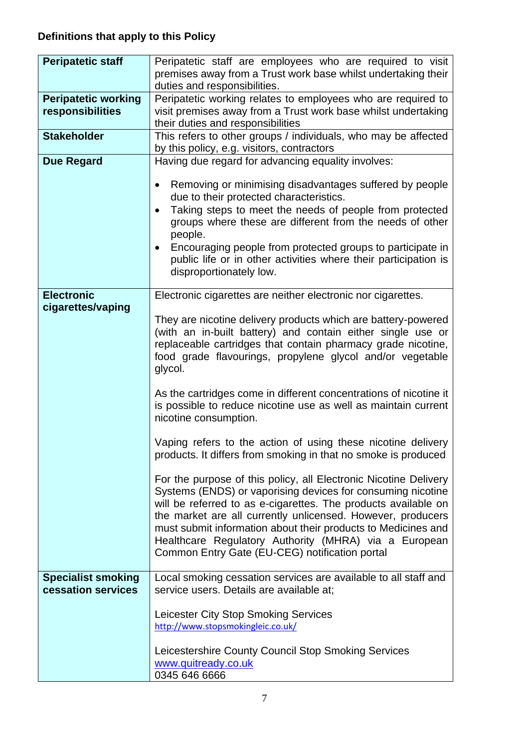**Definitions that apply to this Policy**

| | |
|---|---|
| **Peripatetic staff** | Peripatetic staff are employees who are required to visit premises away from a Trust work base whilst undertaking their duties and responsibilities. |
| **Peripatetic working responsibilities** | Peripatetic working relates to employees who are required to visit premises away from a Trust work base whilst undertaking their duties and responsibilities |
| **Stakeholder** | This refers to other groups / individuals, who may be affected by this policy, e.g. visitors, contractors |
| **Due Regard** | Having due regard for advancing equality involves:<br><br>• Removing or minimising disadvantages suffered by people due to their protected characteristics.<br>• Taking steps to meet the needs of people from protected groups where these are different from the needs of other people.<br>• Encouraging people from protected groups to participate in public life or in other activities where their participation is disproportionately low. |
| **Electronic cigarettes/vaping** | Electronic cigarettes are neither electronic nor cigarettes.<br><br>They are nicotine delivery products which are battery-powered (with an in-built battery) and contain either single use or replaceable cartridges that contain pharmacy grade nicotine, food grade flavourings, propylene glycol and/or vegetable glycol.<br><br>As the cartridges come in different concentrations of nicotine it is possible to reduce nicotine use as well as maintain current nicotine consumption.<br><br>Vaping refers to the action of using these nicotine delivery products. It differs from smoking in that no smoke is produced<br><br>For the purpose of this policy, all Electronic Nicotine Delivery Systems (ENDS) or vaporising devices for consuming nicotine will be referred to as e-cigarettes. The products available on the market are all currently unlicensed. However, producers must submit information about their products to Medicines and Healthcare Regulatory Authority (MHRA) via a European Common Entry Gate (EU-CEG) notification portal |
| **Specialist smoking cessation services** | Local smoking cessation services are available to all staff and service users. Details are available at;<br><br>Leicester City Stop Smoking Services<br>http://www.stopsmokingleic.co.uk/<br><br>Leicestershire County Council Stop Smoking Services<br>www.quitready.co.uk<br>0345 646 6666 |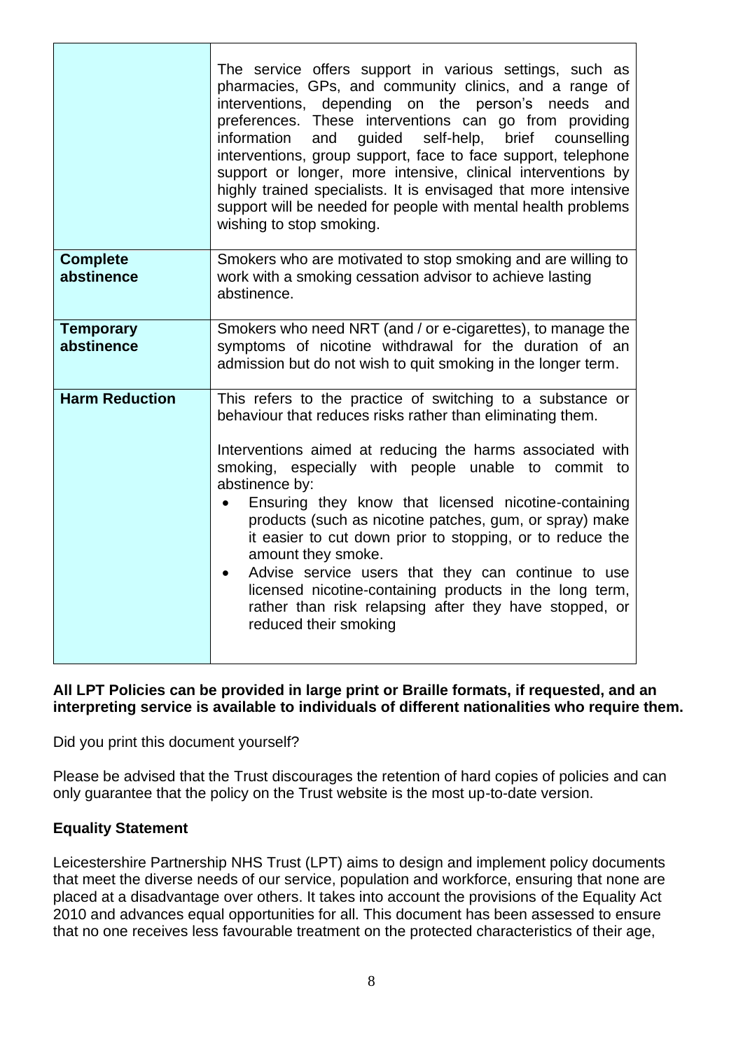| | |
|---|---|
| | The service offers support in various settings, such as pharmacies, GPs, and community clinics, and a range of interventions, depending on the person's needs and preferences. These interventions can go from providing information and guided self-help, brief counselling interventions, group support, face to face support, telephone support or longer, more intensive, clinical interventions by highly trained specialists. It is envisaged that more intensive support will be needed for people with mental health problems wishing to stop smoking. |
| **Complete abstinence** | Smokers who are motivated to stop smoking and are willing to work with a smoking cessation advisor to achieve lasting abstinence. |
| **Temporary abstinence** | Smokers who need NRT (and / or e-cigarettes), to manage the symptoms of nicotine withdrawal for the duration of an admission but do not wish to quit smoking in the longer term. |
| **Harm Reduction** | This refers to the practice of switching to a substance or behaviour that reduces risks rather than eliminating them.<br><br>Interventions aimed at reducing the harms associated with smoking, especially with people unable to commit to abstinence by:<br>• Ensuring they know that licensed nicotine-containing products (such as nicotine patches, gum, or spray) make it easier to cut down prior to stopping, or to reduce the amount they smoke.<br>• Advise service users that they can continue to use licensed nicotine-containing products in the long term, rather than risk relapsing after they have stopped, or reduced their smoking |

**All LPT Policies can be provided in large print or Braille formats, if requested, and an interpreting service is available to individuals of different nationalities who require them.**

Did you print this document yourself?

Please be advised that the Trust discourages the retention of hard copies of policies and can only guarantee that the policy on the Trust website is the most up-to-date version.

**Equality Statement**

Leicestershire Partnership NHS Trust (LPT) aims to design and implement policy documents that meet the diverse needs of our service, population and workforce, ensuring that none are placed at a disadvantage over others. It takes into account the provisions of the Equality Act 2010 and advances equal opportunities for all. This document has been assessed to ensure that no one receives less favourable treatment on the protected characteristics of their age,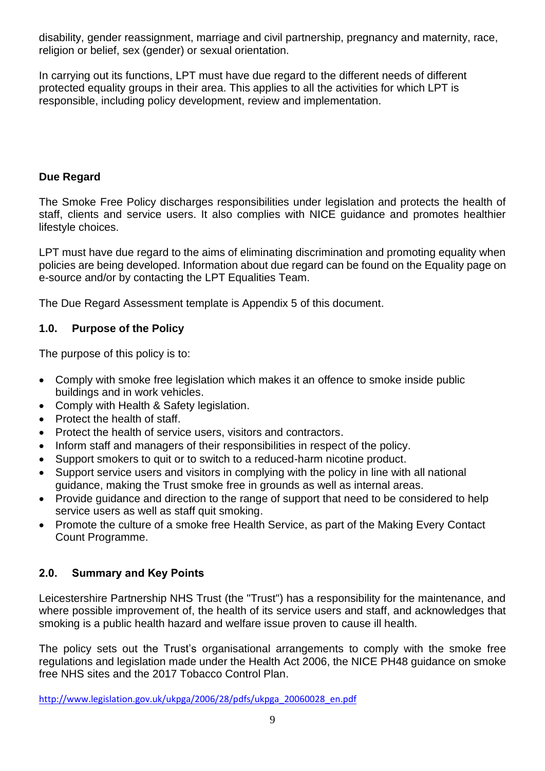disability, gender reassignment, marriage and civil partnership, pregnancy and maternity, race, religion or belief, sex (gender) or sexual orientation.

In carrying out its functions, LPT must have due regard to the different needs of different protected equality groups in their area. This applies to all the activities for which LPT is responsible, including policy development, review and implementation.

**Due Regard**

The Smoke Free Policy discharges responsibilities under legislation and protects the health of staff, clients and service users. It also complies with NICE guidance and promotes healthier lifestyle choices.

LPT must have due regard to the aims of eliminating discrimination and promoting equality when policies are being developed. Information about due regard can be found on the Equality page on e-source and/or by contacting the LPT Equalities Team.

The Due Regard Assessment template is Appendix 5 of this document.

## 1.0. Purpose of the Policy

The purpose of this policy is to:

- Comply with smoke free legislation which makes it an offence to smoke inside public buildings and in work vehicles.
- Comply with Health & Safety legislation.
- Protect the health of staff.
- Protect the health of service users, visitors and contractors.
- Inform staff and managers of their responsibilities in respect of the policy.
- Support smokers to quit or to switch to a reduced-harm nicotine product.
- Support service users and visitors in complying with the policy in line with all national guidance, making the Trust smoke free in grounds as well as internal areas.
- Provide guidance and direction to the range of support that need to be considered to help service users as well as staff quit smoking.
- Promote the culture of a smoke free Health Service, as part of the Making Every Contact Count Programme.

## 2.0. Summary and Key Points

Leicestershire Partnership NHS Trust (the "Trust") has a responsibility for the maintenance, and where possible improvement of, the health of its service users and staff, and acknowledges that smoking is a public health hazard and welfare issue proven to cause ill health.

The policy sets out the Trust's organisational arrangements to comply with the smoke free regulations and legislation made under the Health Act 2006, the NICE PH48 guidance on smoke free NHS sites and the 2017 Tobacco Control Plan.

http://www.legislation.gov.uk/ukpga/2006/28/pdfs/ukpga_20060028_en.pdf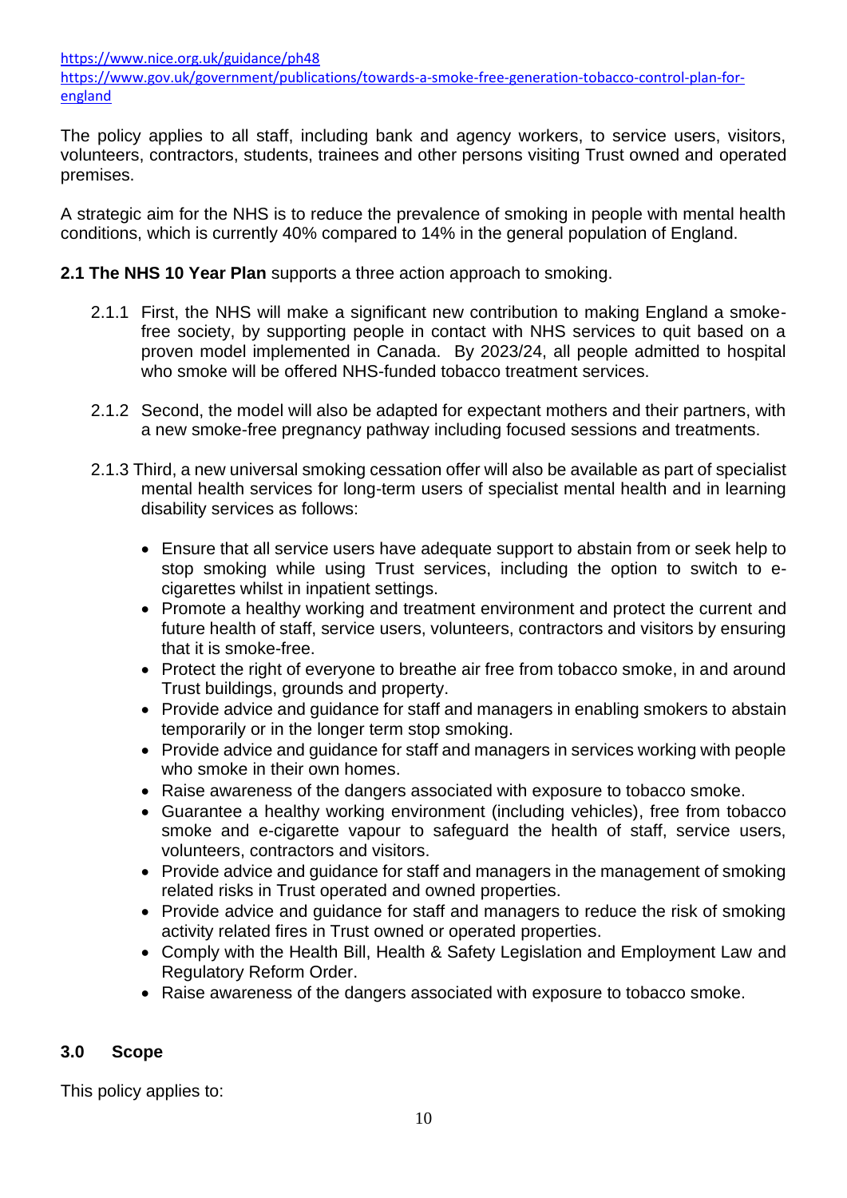https://www.nice.org.uk/guidance/ph48
https://www.gov.uk/government/publications/towards-a-smoke-free-generation-tobacco-control-plan-for-england

The policy applies to all staff, including bank and agency workers, to service users, visitors, volunteers, contractors, students, trainees and other persons visiting Trust owned and operated premises.

A strategic aim for the NHS is to reduce the prevalence of smoking in people with mental health conditions, which is currently 40% compared to 14% in the general population of England.

**2.1 The NHS 10 Year Plan** supports a three action approach to smoking.

2.1.1 First, the NHS will make a significant new contribution to making England a smoke-free society, by supporting people in contact with NHS services to quit based on a proven model implemented in Canada. By 2023/24, all people admitted to hospital who smoke will be offered NHS-funded tobacco treatment services.

2.1.2 Second, the model will also be adapted for expectant mothers and their partners, with a new smoke-free pregnancy pathway including focused sessions and treatments.

2.1.3 Third, a new universal smoking cessation offer will also be available as part of specialist mental health services for long-term users of specialist mental health and in learning disability services as follows:

- Ensure that all service users have adequate support to abstain from or seek help to stop smoking while using Trust services, including the option to switch to e-cigarettes whilst in inpatient settings.
- Promote a healthy working and treatment environment and protect the current and future health of staff, service users, volunteers, contractors and visitors by ensuring that it is smoke-free.
- Protect the right of everyone to breathe air free from tobacco smoke, in and around Trust buildings, grounds and property.
- Provide advice and guidance for staff and managers in enabling smokers to abstain temporarily or in the longer term stop smoking.
- Provide advice and guidance for staff and managers in services working with people who smoke in their own homes.
- Raise awareness of the dangers associated with exposure to tobacco smoke.
- Guarantee a healthy working environment (including vehicles), free from tobacco smoke and e-cigarette vapour to safeguard the health of staff, service users, volunteers, contractors and visitors.
- Provide advice and guidance for staff and managers in the management of smoking related risks in Trust operated and owned properties.
- Provide advice and guidance for staff and managers to reduce the risk of smoking activity related fires in Trust owned or operated properties.
- Comply with the Health Bill, Health & Safety Legislation and Employment Law and Regulatory Reform Order.
- Raise awareness of the dangers associated with exposure to tobacco smoke.

## 3.0 Scope

This policy applies to: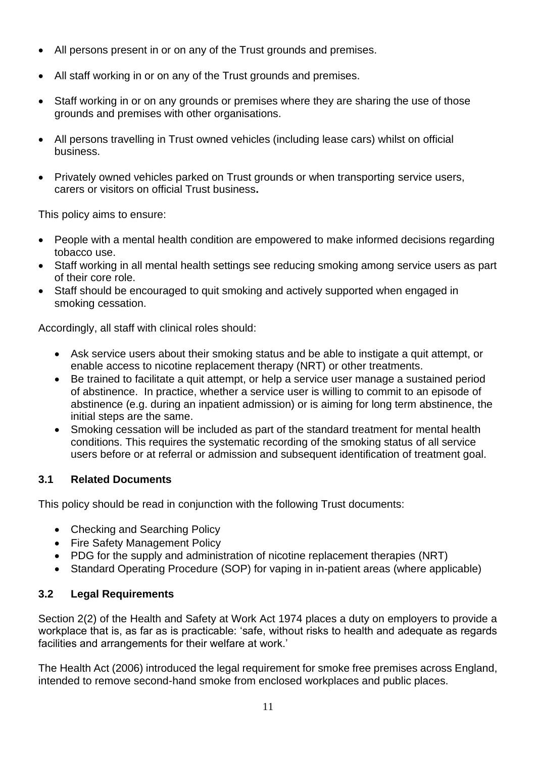- All persons present in or on any of the Trust grounds and premises.
- All staff working in or on any of the Trust grounds and premises.
- Staff working in or on any grounds or premises where they are sharing the use of those grounds and premises with other organisations.
- All persons travelling in Trust owned vehicles (including lease cars) whilst on official business.
- Privately owned vehicles parked on Trust grounds or when transporting service users, carers or visitors on official Trust business**.**

This policy aims to ensure:

- People with a mental health condition are empowered to make informed decisions regarding tobacco use.
- Staff working in all mental health settings see reducing smoking among service users as part of their core role.
- Staff should be encouraged to quit smoking and actively supported when engaged in smoking cessation.

Accordingly, all staff with clinical roles should:

- Ask service users about their smoking status and be able to instigate a quit attempt, or enable access to nicotine replacement therapy (NRT) or other treatments.
- Be trained to facilitate a quit attempt, or help a service user manage a sustained period of abstinence. In practice, whether a service user is willing to commit to an episode of abstinence (e.g. during an inpatient admission) or is aiming for long term abstinence, the initial steps are the same.
- Smoking cessation will be included as part of the standard treatment for mental health conditions. This requires the systematic recording of the smoking status of all service users before or at referral or admission and subsequent identification of treatment goal.

### 3.1 Related Documents

This policy should be read in conjunction with the following Trust documents:

- Checking and Searching Policy
- Fire Safety Management Policy
- PDG for the supply and administration of nicotine replacement therapies (NRT)
- Standard Operating Procedure (SOP) for vaping in in-patient areas (where applicable)

### 3.2 Legal Requirements

Section 2(2) of the Health and Safety at Work Act 1974 places a duty on employers to provide a workplace that is, as far as is practicable: 'safe, without risks to health and adequate as regards facilities and arrangements for their welfare at work.'

The Health Act (2006) introduced the legal requirement for smoke free premises across England, intended to remove second-hand smoke from enclosed workplaces and public places.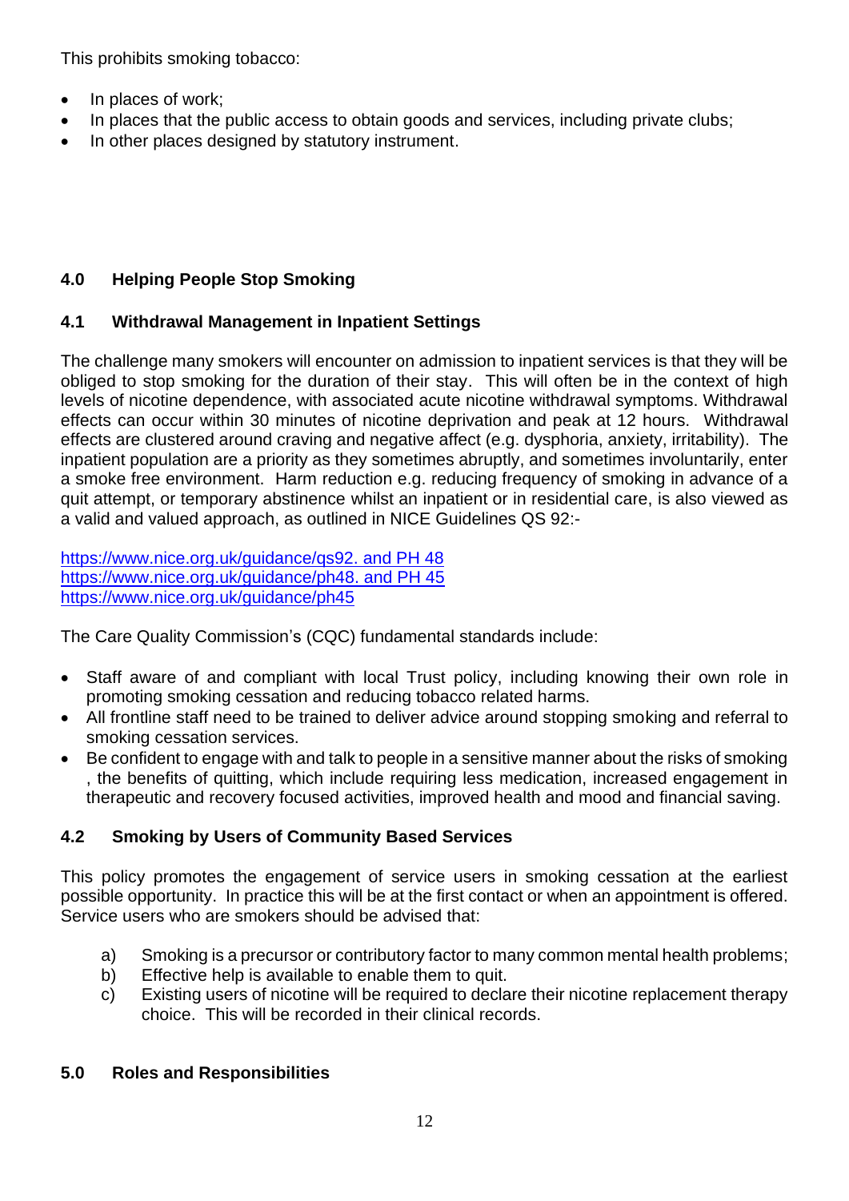This prohibits smoking tobacco:

- In places of work;
- In places that the public access to obtain goods and services, including private clubs;
- In other places designed by statutory instrument.

## 4.0 Helping People Stop Smoking

### 4.1 Withdrawal Management in Inpatient Settings

The challenge many smokers will encounter on admission to inpatient services is that they will be obliged to stop smoking for the duration of their stay. This will often be in the context of high levels of nicotine dependence, with associated acute nicotine withdrawal symptoms. Withdrawal effects can occur within 30 minutes of nicotine deprivation and peak at 12 hours. Withdrawal effects are clustered around craving and negative affect (e.g. dysphoria, anxiety, irritability). The inpatient population are a priority as they sometimes abruptly, and sometimes involuntarily, enter a smoke free environment. Harm reduction e.g. reducing frequency of smoking in advance of a quit attempt, or temporary abstinence whilst an inpatient or in residential care, is also viewed as a valid and valued approach, as outlined in NICE Guidelines QS 92:-

https://www.nice.org.uk/guidance/qs92. and PH 48
https://www.nice.org.uk/guidance/ph48. and PH 45
https://www.nice.org.uk/guidance/ph45

The Care Quality Commission's (CQC) fundamental standards include:

- Staff aware of and compliant with local Trust policy, including knowing their own role in promoting smoking cessation and reducing tobacco related harms.
- All frontline staff need to be trained to deliver advice around stopping smoking and referral to smoking cessation services.
- Be confident to engage with and talk to people in a sensitive manner about the risks of smoking , the benefits of quitting, which include requiring less medication, increased engagement in therapeutic and recovery focused activities, improved health and mood and financial saving.

### 4.2 Smoking by Users of Community Based Services

This policy promotes the engagement of service users in smoking cessation at the earliest possible opportunity. In practice this will be at the first contact or when an appointment is offered. Service users who are smokers should be advised that:

a) Smoking is a precursor or contributory factor to many common mental health problems;
b) Effective help is available to enable them to quit.
c) Existing users of nicotine will be required to declare their nicotine replacement therapy choice. This will be recorded in their clinical records.

## 5.0 Roles and Responsibilities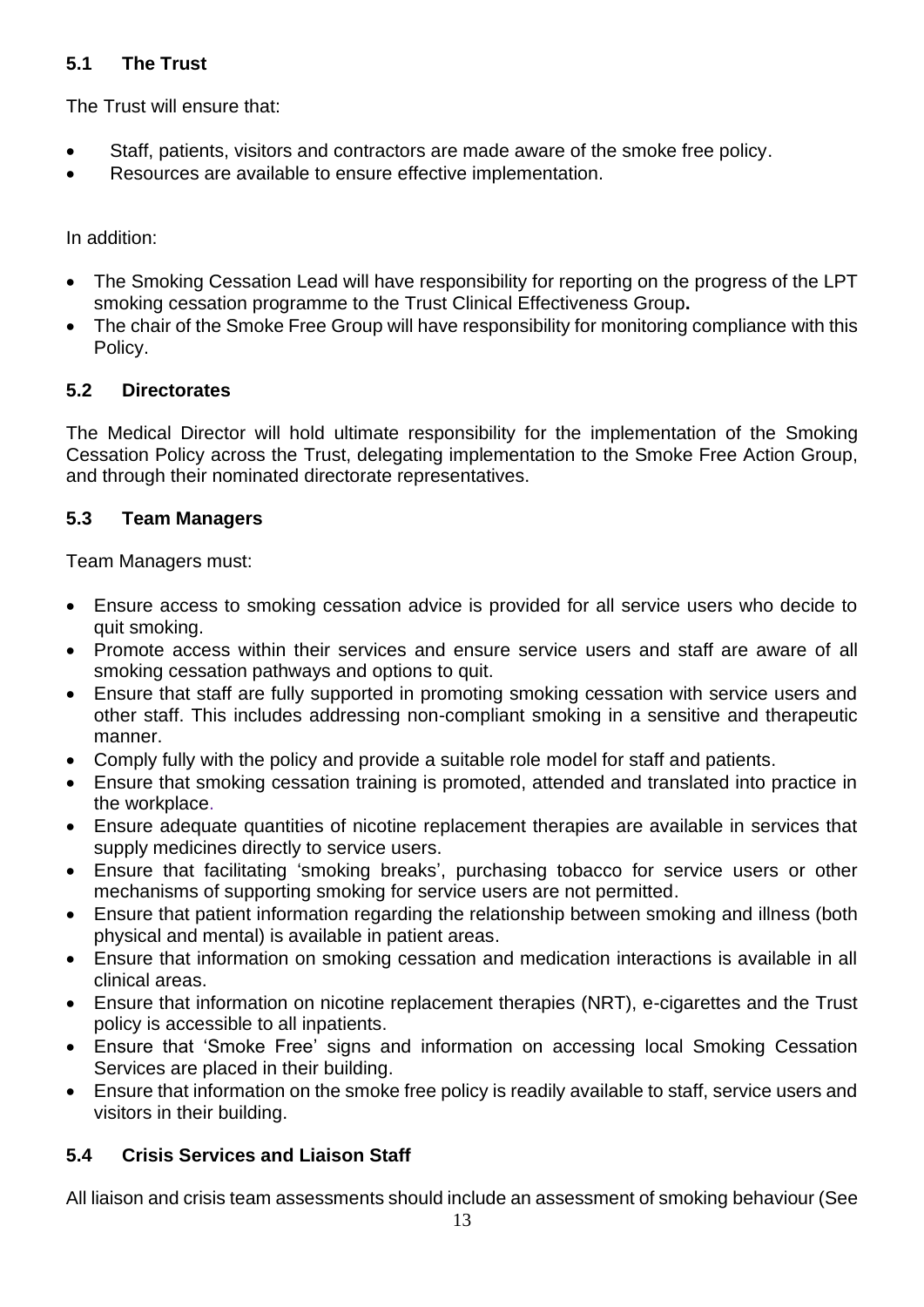### 5.1 The Trust

The Trust will ensure that:

- Staff, patients, visitors and contractors are made aware of the smoke free policy.
- Resources are available to ensure effective implementation.

In addition:

- The Smoking Cessation Lead will have responsibility for reporting on the progress of the LPT smoking cessation programme to the Trust Clinical Effectiveness Group**.**
- The chair of the Smoke Free Group will have responsibility for monitoring compliance with this Policy.

### 5.2 Directorates

The Medical Director will hold ultimate responsibility for the implementation of the Smoking Cessation Policy across the Trust, delegating implementation to the Smoke Free Action Group, and through their nominated directorate representatives.

### 5.3 Team Managers

Team Managers must:

- Ensure access to smoking cessation advice is provided for all service users who decide to quit smoking.
- Promote access within their services and ensure service users and staff are aware of all smoking cessation pathways and options to quit.
- Ensure that staff are fully supported in promoting smoking cessation with service users and other staff. This includes addressing non-compliant smoking in a sensitive and therapeutic manner.
- Comply fully with the policy and provide a suitable role model for staff and patients.
- Ensure that smoking cessation training is promoted, attended and translated into practice in the workplace.
- Ensure adequate quantities of nicotine replacement therapies are available in services that supply medicines directly to service users.
- Ensure that facilitating 'smoking breaks', purchasing tobacco for service users or other mechanisms of supporting smoking for service users are not permitted.
- Ensure that patient information regarding the relationship between smoking and illness (both physical and mental) is available in patient areas.
- Ensure that information on smoking cessation and medication interactions is available in all clinical areas.
- Ensure that information on nicotine replacement therapies (NRT), e-cigarettes and the Trust policy is accessible to all inpatients.
- Ensure that 'Smoke Free' signs and information on accessing local Smoking Cessation Services are placed in their building.
- Ensure that information on the smoke free policy is readily available to staff, service users and visitors in their building.

### 5.4 Crisis Services and Liaison Staff

All liaison and crisis team assessments should include an assessment of smoking behaviour (See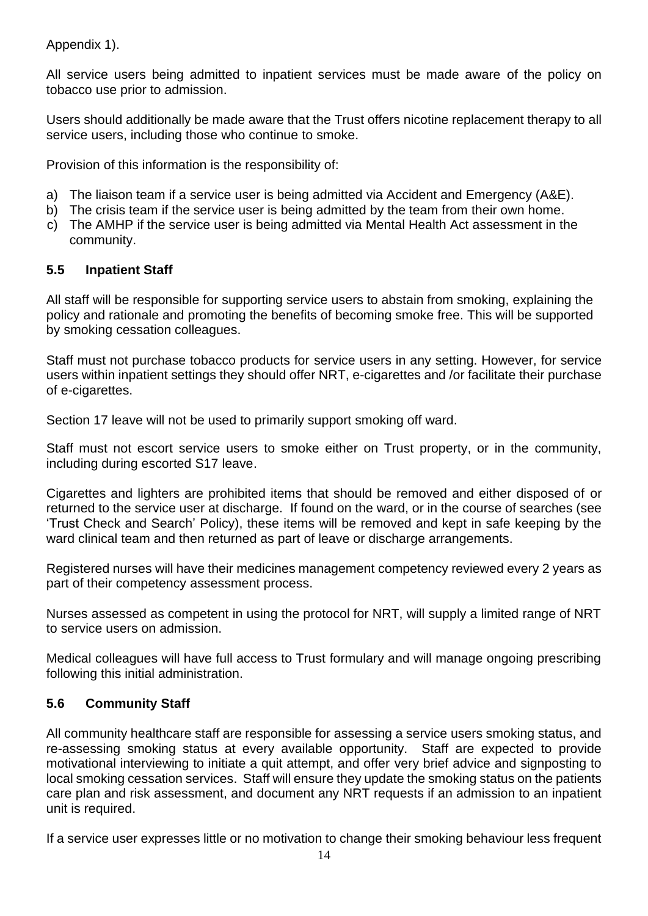Appendix 1).

All service users being admitted to inpatient services must be made aware of the policy on tobacco use prior to admission.

Users should additionally be made aware that the Trust offers nicotine replacement therapy to all service users, including those who continue to smoke.

Provision of this information is the responsibility of:

a) The liaison team if a service user is being admitted via Accident and Emergency (A&E).
b) The crisis team if the service user is being admitted by the team from their own home.
c) The AMHP if the service user is being admitted via Mental Health Act assessment in the community.

### 5.5 Inpatient Staff

All staff will be responsible for supporting service users to abstain from smoking, explaining the policy and rationale and promoting the benefits of becoming smoke free. This will be supported by smoking cessation colleagues.

Staff must not purchase tobacco products for service users in any setting. However, for service users within inpatient settings they should offer NRT, e-cigarettes and /or facilitate their purchase of e-cigarettes.

Section 17 leave will not be used to primarily support smoking off ward.

Staff must not escort service users to smoke either on Trust property, or in the community, including during escorted S17 leave.

Cigarettes and lighters are prohibited items that should be removed and either disposed of or returned to the service user at discharge. If found on the ward, or in the course of searches (see 'Trust Check and Search' Policy), these items will be removed and kept in safe keeping by the ward clinical team and then returned as part of leave or discharge arrangements.

Registered nurses will have their medicines management competency reviewed every 2 years as part of their competency assessment process.

Nurses assessed as competent in using the protocol for NRT, will supply a limited range of NRT to service users on admission.

Medical colleagues will have full access to Trust formulary and will manage ongoing prescribing following this initial administration.

### 5.6 Community Staff

All community healthcare staff are responsible for assessing a service users smoking status, and re-assessing smoking status at every available opportunity. Staff are expected to provide motivational interviewing to initiate a quit attempt, and offer very brief advice and signposting to local smoking cessation services. Staff will ensure they update the smoking status on the patients care plan and risk assessment, and document any NRT requests if an admission to an inpatient unit is required.

If a service user expresses little or no motivation to change their smoking behaviour less frequent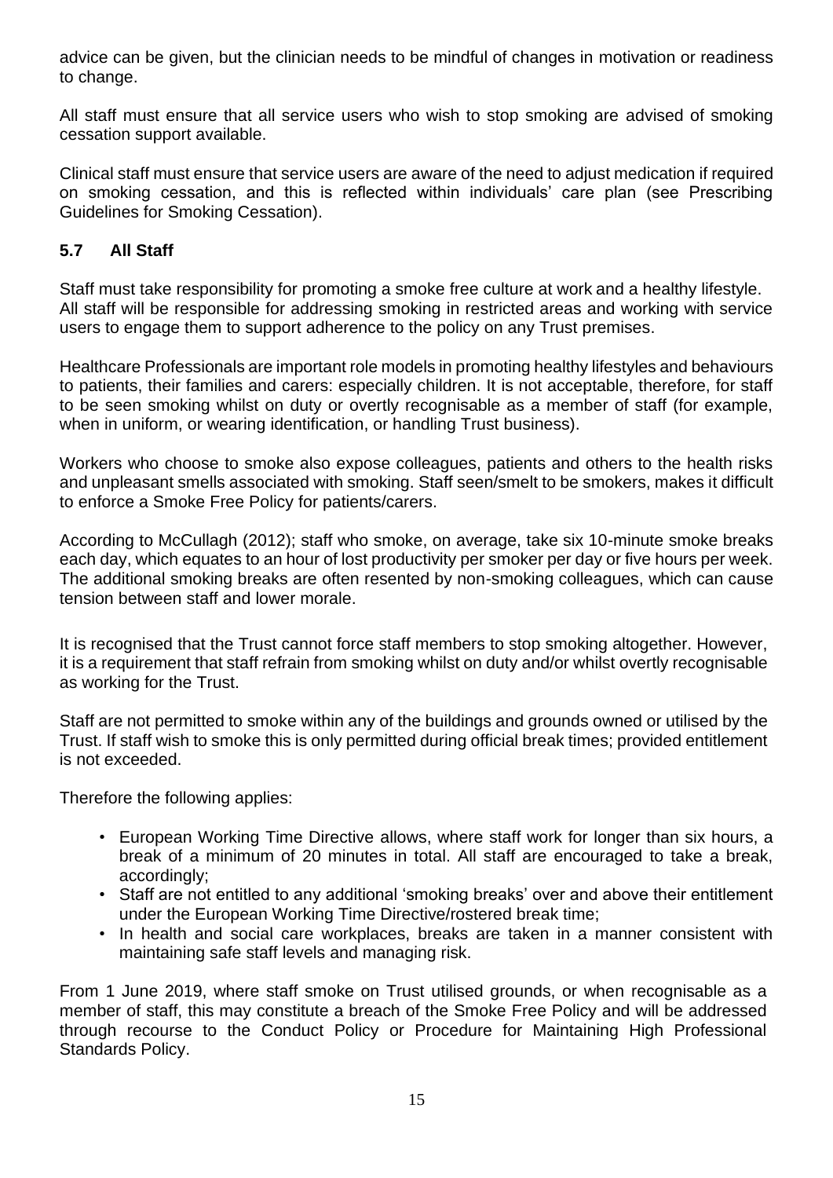advice can be given, but the clinician needs to be mindful of changes in motivation or readiness to change.

All staff must ensure that all service users who wish to stop smoking are advised of smoking cessation support available.

Clinical staff must ensure that service users are aware of the need to adjust medication if required on smoking cessation, and this is reflected within individuals' care plan (see Prescribing Guidelines for Smoking Cessation).

### 5.7 All Staff

Staff must take responsibility for promoting a smoke free culture at work and a healthy lifestyle. All staff will be responsible for addressing smoking in restricted areas and working with service users to engage them to support adherence to the policy on any Trust premises.

Healthcare Professionals are important role models in promoting healthy lifestyles and behaviours to patients, their families and carers: especially children. It is not acceptable, therefore, for staff to be seen smoking whilst on duty or overtly recognisable as a member of staff (for example, when in uniform, or wearing identification, or handling Trust business).

Workers who choose to smoke also expose colleagues, patients and others to the health risks and unpleasant smells associated with smoking. Staff seen/smelt to be smokers, makes it difficult to enforce a Smoke Free Policy for patients/carers.

According to McCullagh (2012); staff who smoke, on average, take six 10-minute smoke breaks each day, which equates to an hour of lost productivity per smoker per day or five hours per week. The additional smoking breaks are often resented by non-smoking colleagues, which can cause tension between staff and lower morale.

It is recognised that the Trust cannot force staff members to stop smoking altogether. However, it is a requirement that staff refrain from smoking whilst on duty and/or whilst overtly recognisable as working for the Trust.

Staff are not permitted to smoke within any of the buildings and grounds owned or utilised by the Trust. If staff wish to smoke this is only permitted during official break times; provided entitlement is not exceeded.

Therefore the following applies:

- European Working Time Directive allows, where staff work for longer than six hours, a break of a minimum of 20 minutes in total. All staff are encouraged to take a break, accordingly;
- Staff are not entitled to any additional 'smoking breaks' over and above their entitlement under the European Working Time Directive/rostered break time;
- In health and social care workplaces, breaks are taken in a manner consistent with maintaining safe staff levels and managing risk.

From 1 June 2019, where staff smoke on Trust utilised grounds, or when recognisable as a member of staff, this may constitute a breach of the Smoke Free Policy and will be addressed through recourse to the Conduct Policy or Procedure for Maintaining High Professional Standards Policy.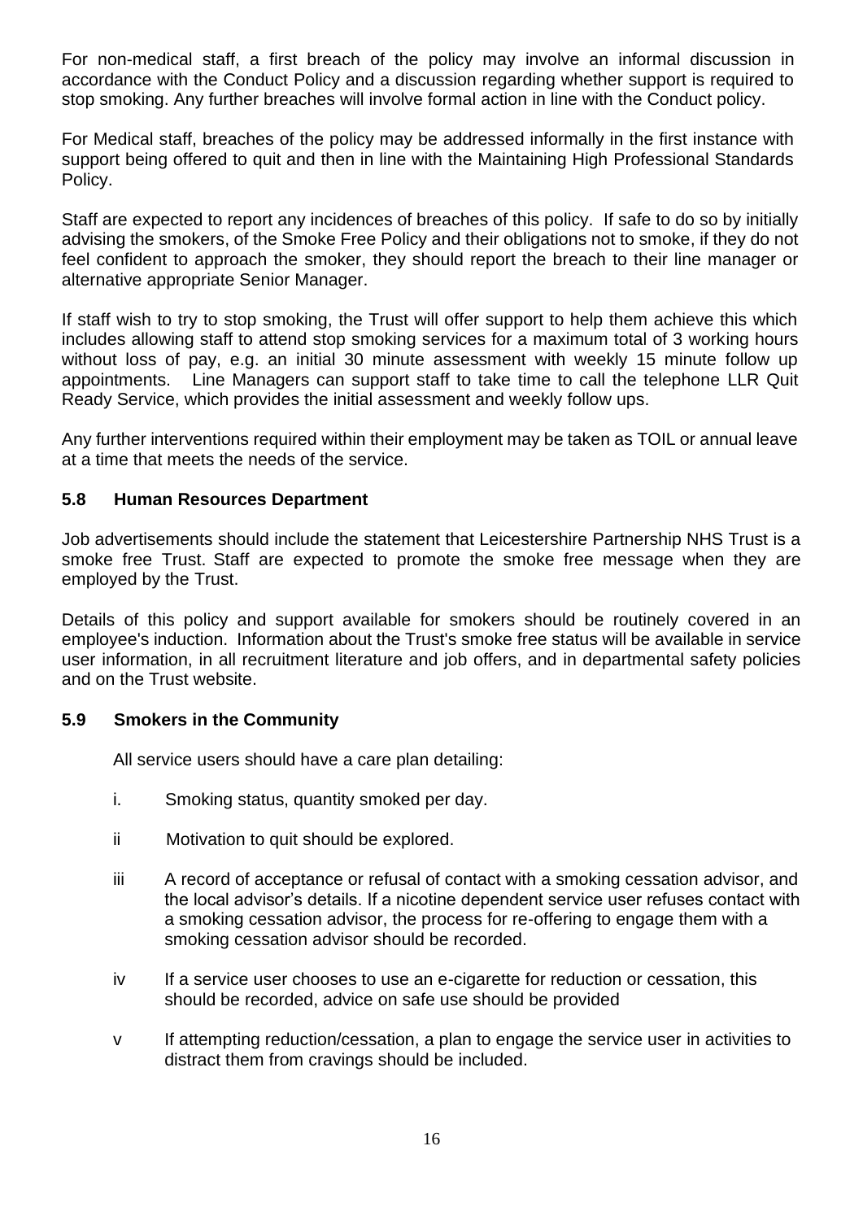For non-medical staff, a first breach of the policy may involve an informal discussion in accordance with the Conduct Policy and a discussion regarding whether support is required to stop smoking. Any further breaches will involve formal action in line with the Conduct policy.

For Medical staff, breaches of the policy may be addressed informally in the first instance with support being offered to quit and then in line with the Maintaining High Professional Standards Policy.

Staff are expected to report any incidences of breaches of this policy. If safe to do so by initially advising the smokers, of the Smoke Free Policy and their obligations not to smoke, if they do not feel confident to approach the smoker, they should report the breach to their line manager or alternative appropriate Senior Manager.

If staff wish to try to stop smoking, the Trust will offer support to help them achieve this which includes allowing staff to attend stop smoking services for a maximum total of 3 working hours without loss of pay, e.g. an initial 30 minute assessment with weekly 15 minute follow up appointments. Line Managers can support staff to take time to call the telephone LLR Quit Ready Service, which provides the initial assessment and weekly follow ups.

Any further interventions required within their employment may be taken as TOIL or annual leave at a time that meets the needs of the service.

### 5.8 Human Resources Department

Job advertisements should include the statement that Leicestershire Partnership NHS Trust is a smoke free Trust. Staff are expected to promote the smoke free message when they are employed by the Trust.

Details of this policy and support available for smokers should be routinely covered in an employee's induction. Information about the Trust's smoke free status will be available in service user information, in all recruitment literature and job offers, and in departmental safety policies and on the Trust website.

### 5.9 Smokers in the Community

All service users should have a care plan detailing:

i. Smoking status, quantity smoked per day.

ii Motivation to quit should be explored.

iii A record of acceptance or refusal of contact with a smoking cessation advisor, and the local advisor's details. If a nicotine dependent service user refuses contact with a smoking cessation advisor, the process for re-offering to engage them with a smoking cessation advisor should be recorded.

iv If a service user chooses to use an e-cigarette for reduction or cessation, this should be recorded, advice on safe use should be provided

v If attempting reduction/cessation, a plan to engage the service user in activities to distract them from cravings should be included.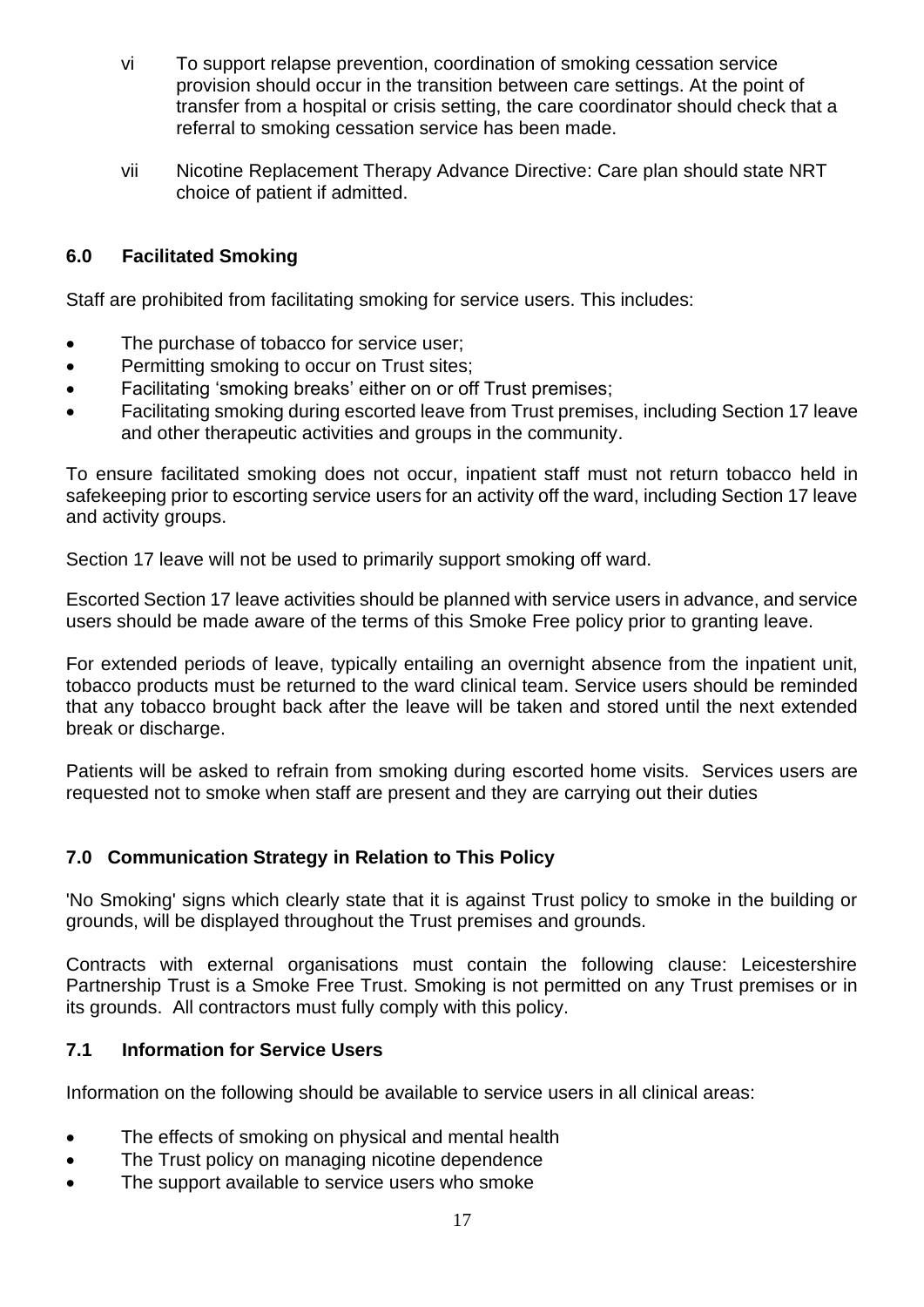vi To support relapse prevention, coordination of smoking cessation service provision should occur in the transition between care settings. At the point of transfer from a hospital or crisis setting, the care coordinator should check that a referral to smoking cessation service has been made.

vii Nicotine Replacement Therapy Advance Directive: Care plan should state NRT choice of patient if admitted.

## 6.0 Facilitated Smoking

Staff are prohibited from facilitating smoking for service users. This includes:

- The purchase of tobacco for service user;
- Permitting smoking to occur on Trust sites;
- Facilitating 'smoking breaks' either on or off Trust premises;
- Facilitating smoking during escorted leave from Trust premises, including Section 17 leave and other therapeutic activities and groups in the community.

To ensure facilitated smoking does not occur, inpatient staff must not return tobacco held in safekeeping prior to escorting service users for an activity off the ward, including Section 17 leave and activity groups.

Section 17 leave will not be used to primarily support smoking off ward.

Escorted Section 17 leave activities should be planned with service users in advance, and service users should be made aware of the terms of this Smoke Free policy prior to granting leave.

For extended periods of leave, typically entailing an overnight absence from the inpatient unit, tobacco products must be returned to the ward clinical team. Service users should be reminded that any tobacco brought back after the leave will be taken and stored until the next extended break or discharge.

Patients will be asked to refrain from smoking during escorted home visits. Services users are requested not to smoke when staff are present and they are carrying out their duties

## 7.0 Communication Strategy in Relation to This Policy

'No Smoking' signs which clearly state that it is against Trust policy to smoke in the building or grounds, will be displayed throughout the Trust premises and grounds.

Contracts with external organisations must contain the following clause: Leicestershire Partnership Trust is a Smoke Free Trust. Smoking is not permitted on any Trust premises or in its grounds. All contractors must fully comply with this policy.

### 7.1 Information for Service Users

Information on the following should be available to service users in all clinical areas:

- The effects of smoking on physical and mental health
- The Trust policy on managing nicotine dependence
- The support available to service users who smoke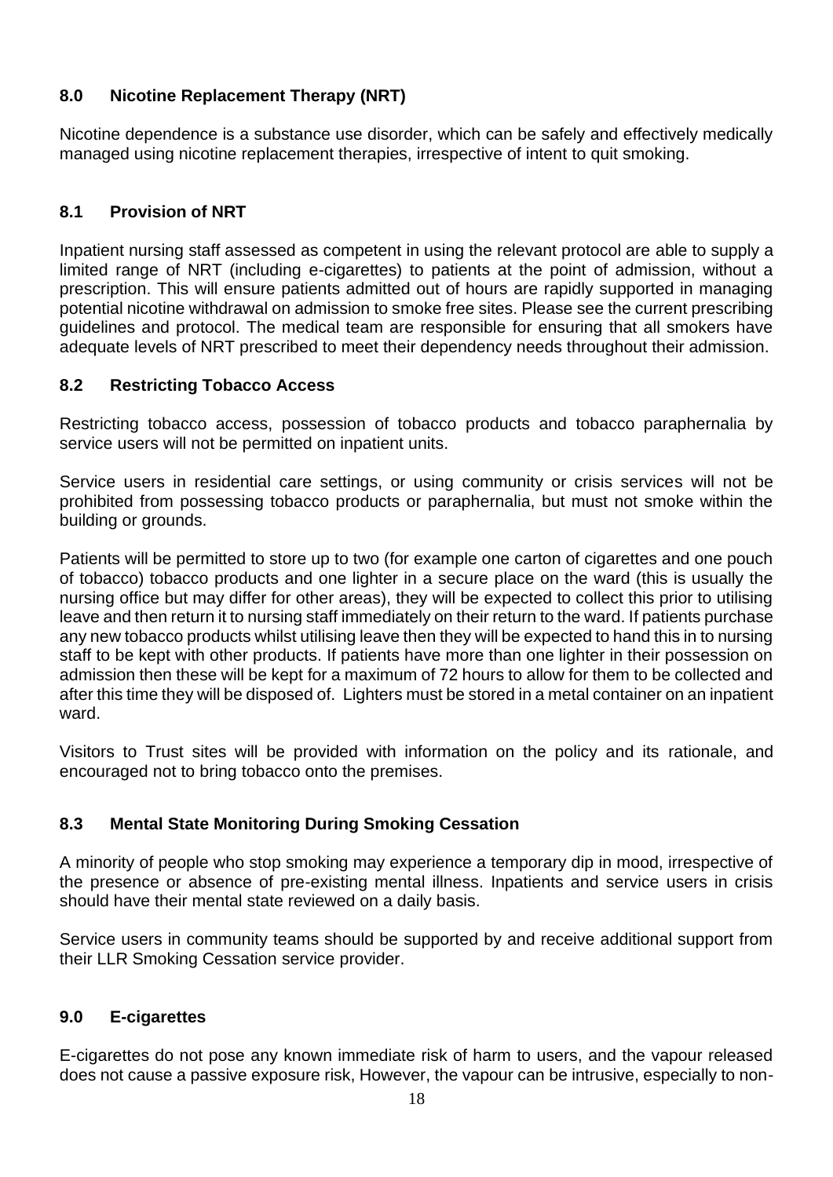## 8.0 Nicotine Replacement Therapy (NRT)

Nicotine dependence is a substance use disorder, which can be safely and effectively medically managed using nicotine replacement therapies, irrespective of intent to quit smoking.

### 8.1 Provision of NRT

Inpatient nursing staff assessed as competent in using the relevant protocol are able to supply a limited range of NRT (including e-cigarettes) to patients at the point of admission, without a prescription. This will ensure patients admitted out of hours are rapidly supported in managing potential nicotine withdrawal on admission to smoke free sites. Please see the current prescribing guidelines and protocol. The medical team are responsible for ensuring that all smokers have adequate levels of NRT prescribed to meet their dependency needs throughout their admission.

### 8.2 Restricting Tobacco Access

Restricting tobacco access, possession of tobacco products and tobacco paraphernalia by service users will not be permitted on inpatient units.

Service users in residential care settings, or using community or crisis services will not be prohibited from possessing tobacco products or paraphernalia, but must not smoke within the building or grounds.

Patients will be permitted to store up to two (for example one carton of cigarettes and one pouch of tobacco) tobacco products and one lighter in a secure place on the ward (this is usually the nursing office but may differ for other areas), they will be expected to collect this prior to utilising leave and then return it to nursing staff immediately on their return to the ward. If patients purchase any new tobacco products whilst utilising leave then they will be expected to hand this in to nursing staff to be kept with other products. If patients have more than one lighter in their possession on admission then these will be kept for a maximum of 72 hours to allow for them to be collected and after this time they will be disposed of. Lighters must be stored in a metal container on an inpatient ward.

Visitors to Trust sites will be provided with information on the policy and its rationale, and encouraged not to bring tobacco onto the premises.

### 8.3 Mental State Monitoring During Smoking Cessation

A minority of people who stop smoking may experience a temporary dip in mood, irrespective of the presence or absence of pre-existing mental illness. Inpatients and service users in crisis should have their mental state reviewed on a daily basis.

Service users in community teams should be supported by and receive additional support from their LLR Smoking Cessation service provider.

## 9.0 E-cigarettes

E-cigarettes do not pose any known immediate risk of harm to users, and the vapour released does not cause a passive exposure risk, However, the vapour can be intrusive, especially to non-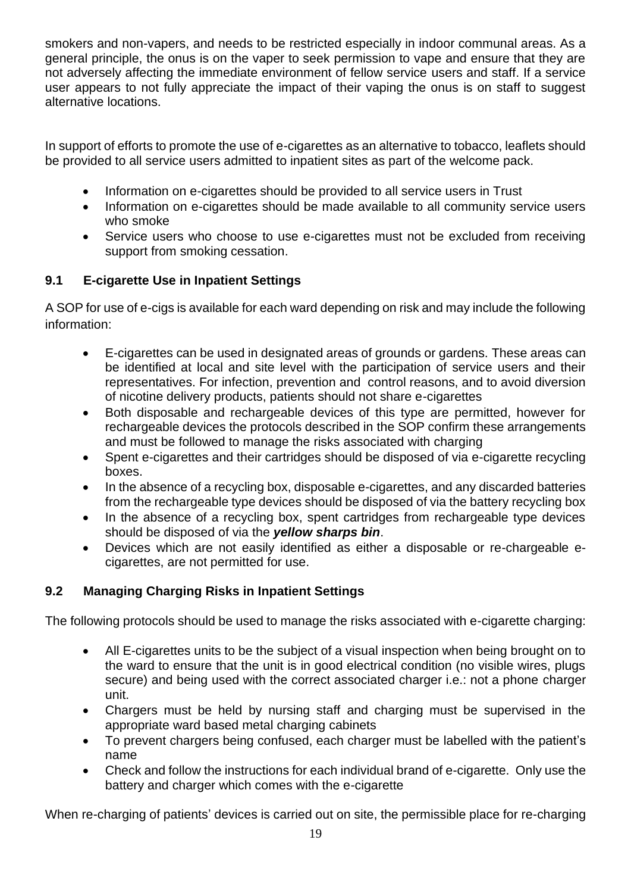smokers and non-vapers, and needs to be restricted especially in indoor communal areas. As a general principle, the onus is on the vaper to seek permission to vape and ensure that they are not adversely affecting the immediate environment of fellow service users and staff. If a service user appears to not fully appreciate the impact of their vaping the onus is on staff to suggest alternative locations.

In support of efforts to promote the use of e-cigarettes as an alternative to tobacco, leaflets should be provided to all service users admitted to inpatient sites as part of the welcome pack.

- Information on e-cigarettes should be provided to all service users in Trust
- Information on e-cigarettes should be made available to all community service users who smoke
- Service users who choose to use e-cigarettes must not be excluded from receiving support from smoking cessation.

## 9.1 E-cigarette Use in Inpatient Settings

A SOP for use of e-cigs is available for each ward depending on risk and may include the following information:

- E-cigarettes can be used in designated areas of grounds or gardens. These areas can be identified at local and site level with the participation of service users and their representatives. For infection, prevention and control reasons, and to avoid diversion of nicotine delivery products, patients should not share e-cigarettes
- Both disposable and rechargeable devices of this type are permitted, however for rechargeable devices the protocols described in the SOP confirm these arrangements and must be followed to manage the risks associated with charging
- Spent e-cigarettes and their cartridges should be disposed of via e-cigarette recycling boxes.
- In the absence of a recycling box, disposable e-cigarettes, and any discarded batteries from the rechargeable type devices should be disposed of via the battery recycling box
- In the absence of a recycling box, spent cartridges from rechargeable type devices should be disposed of via the ***yellow sharps bin***.
- Devices which are not easily identified as either a disposable or re-chargeable e-cigarettes, are not permitted for use.

## 9.2 Managing Charging Risks in Inpatient Settings

The following protocols should be used to manage the risks associated with e-cigarette charging:

- All E-cigarettes units to be the subject of a visual inspection when being brought on to the ward to ensure that the unit is in good electrical condition (no visible wires, plugs secure) and being used with the correct associated charger i.e.: not a phone charger unit.
- Chargers must be held by nursing staff and charging must be supervised in the appropriate ward based metal charging cabinets
- To prevent chargers being confused, each charger must be labelled with the patient's name
- Check and follow the instructions for each individual brand of e-cigarette. Only use the battery and charger which comes with the e-cigarette

When re-charging of patients' devices is carried out on site, the permissible place for re-charging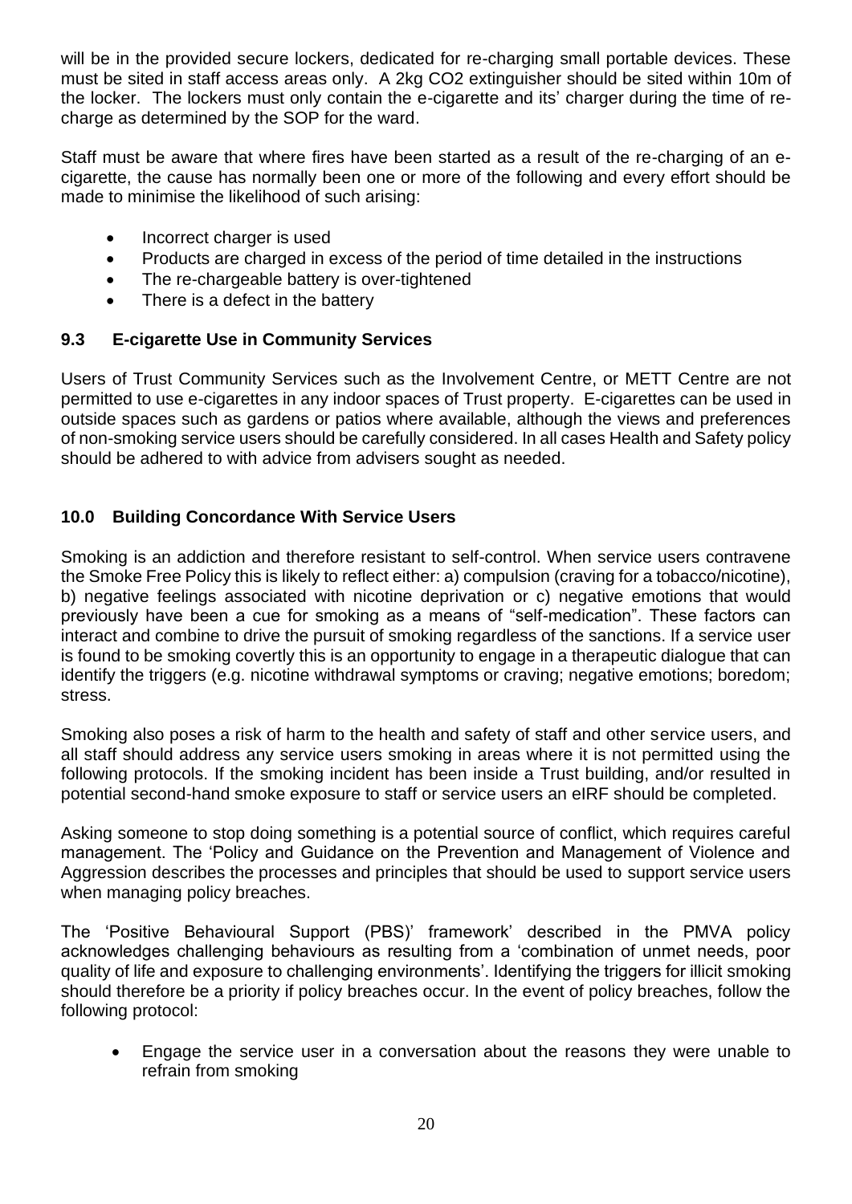will be in the provided secure lockers, dedicated for re-charging small portable devices. These must be sited in staff access areas only. A 2kg $CO_2$ extinguisher should be sited within 10m of the locker. The lockers must only contain the e-cigarette and its' charger during the time of re-charge as determined by the SOP for the ward.

Staff must be aware that where fires have been started as a result of the re-charging of an e-cigarette, the cause has normally been one or more of the following and every effort should be made to minimise the likelihood of such arising:

- Incorrect charger is used
- Products are charged in excess of the period of time detailed in the instructions
- The re-chargeable battery is over-tightened
- There is a defect in the battery

### 9.3 E-cigarette Use in Community Services

Users of Trust Community Services such as the Involvement Centre, or METT Centre are not permitted to use e-cigarettes in any indoor spaces of Trust property. E-cigarettes can be used in outside spaces such as gardens or patios where available, although the views and preferences of non-smoking service users should be carefully considered. In all cases Health and Safety policy should be adhered to with advice from advisers sought as needed.

## 10.0 Building Concordance With Service Users

Smoking is an addiction and therefore resistant to self-control. When service users contravene the Smoke Free Policy this is likely to reflect either: a) compulsion (craving for a tobacco/nicotine), b) negative feelings associated with nicotine deprivation or c) negative emotions that would previously have been a cue for smoking as a means of "self-medication". These factors can interact and combine to drive the pursuit of smoking regardless of the sanctions. If a service user is found to be smoking covertly this is an opportunity to engage in a therapeutic dialogue that can identify the triggers (e.g. nicotine withdrawal symptoms or craving; negative emotions; boredom; stress.

Smoking also poses a risk of harm to the health and safety of staff and other service users, and all staff should address any service users smoking in areas where it is not permitted using the following protocols. If the smoking incident has been inside a Trust building, and/or resulted in potential second-hand smoke exposure to staff or service users an eIRF should be completed.

Asking someone to stop doing something is a potential source of conflict, which requires careful management. The 'Policy and Guidance on the Prevention and Management of Violence and Aggression describes the processes and principles that should be used to support service users when managing policy breaches.

The 'Positive Behavioural Support (PBS)' framework' described in the PMVA policy acknowledges challenging behaviours as resulting from a 'combination of unmet needs, poor quality of life and exposure to challenging environments'. Identifying the triggers for illicit smoking should therefore be a priority if policy breaches occur. In the event of policy breaches, follow the following protocol:

- Engage the service user in a conversation about the reasons they were unable to refrain from smoking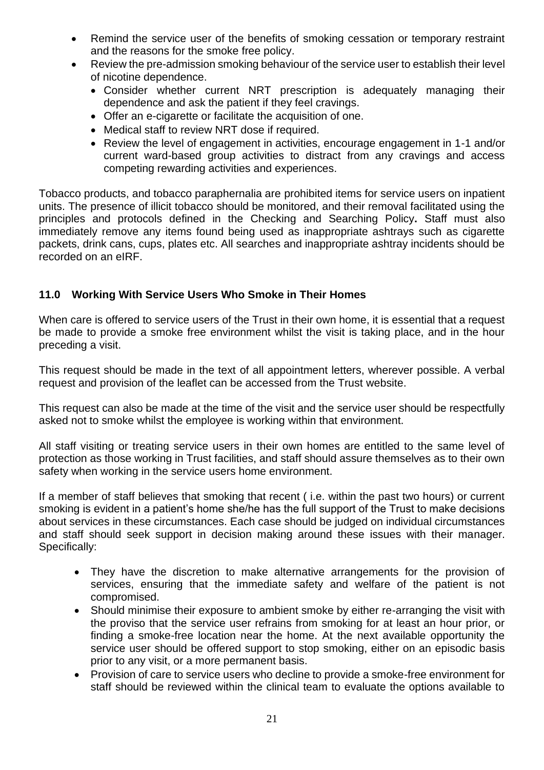- Remind the service user of the benefits of smoking cessation or temporary restraint and the reasons for the smoke free policy.
- Review the pre-admission smoking behaviour of the service user to establish their level of nicotine dependence.
  - Consider whether current NRT prescription is adequately managing their dependence and ask the patient if they feel cravings.
  - Offer an e-cigarette or facilitate the acquisition of one.
  - Medical staff to review NRT dose if required.
  - Review the level of engagement in activities, encourage engagement in 1-1 and/or current ward-based group activities to distract from any cravings and access competing rewarding activities and experiences.

Tobacco products, and tobacco paraphernalia are prohibited items for service users on inpatient units. The presence of illicit tobacco should be monitored, and their removal facilitated using the principles and protocols defined in the Checking and Searching Policy**.** Staff must also immediately remove any items found being used as inappropriate ashtrays such as cigarette packets, drink cans, cups, plates etc. All searches and inappropriate ashtray incidents should be recorded on an eIRF.

## 11.0 Working With Service Users Who Smoke in Their Homes

When care is offered to service users of the Trust in their own home, it is essential that a request be made to provide a smoke free environment whilst the visit is taking place, and in the hour preceding a visit.

This request should be made in the text of all appointment letters, wherever possible. A verbal request and provision of the leaflet can be accessed from the Trust website.

This request can also be made at the time of the visit and the service user should be respectfully asked not to smoke whilst the employee is working within that environment.

All staff visiting or treating service users in their own homes are entitled to the same level of protection as those working in Trust facilities, and staff should assure themselves as to their own safety when working in the service users home environment.

If a member of staff believes that smoking that recent ( i.e. within the past two hours) or current smoking is evident in a patient's home she/he has the full support of the Trust to make decisions about services in these circumstances. Each case should be judged on individual circumstances and staff should seek support in decision making around these issues with their manager. Specifically:

- They have the discretion to make alternative arrangements for the provision of services, ensuring that the immediate safety and welfare of the patient is not compromised.
- Should minimise their exposure to ambient smoke by either re-arranging the visit with the proviso that the service user refrains from smoking for at least an hour prior, or finding a smoke-free location near the home. At the next available opportunity the service user should be offered support to stop smoking, either on an episodic basis prior to any visit, or a more permanent basis.
- Provision of care to service users who decline to provide a smoke-free environment for staff should be reviewed within the clinical team to evaluate the options available to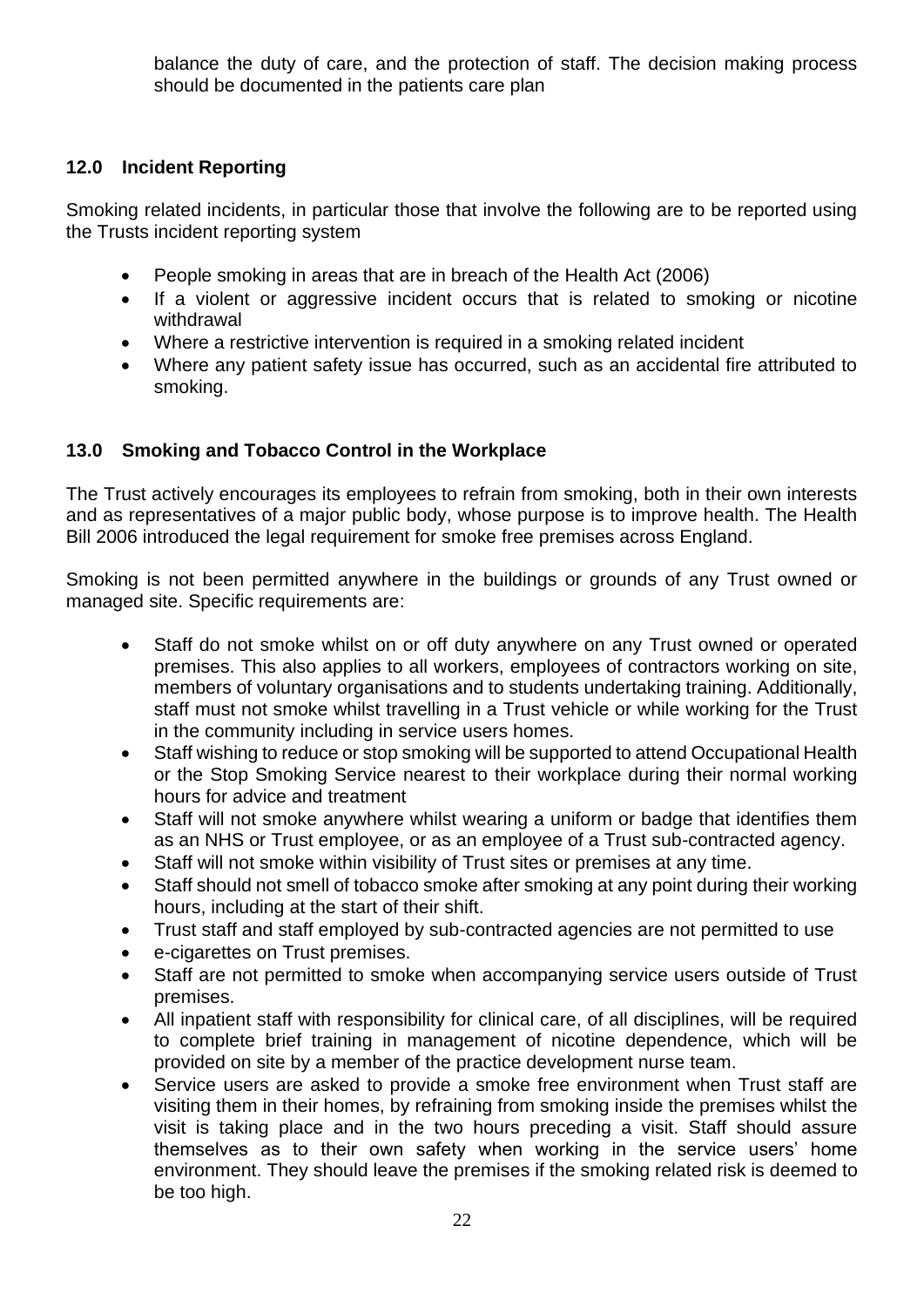balance the duty of care, and the protection of staff. The decision making process should be documented in the patients care plan

## 12.0 Incident Reporting

Smoking related incidents, in particular those that involve the following are to be reported using the Trusts incident reporting system

- People smoking in areas that are in breach of the Health Act (2006)
- If a violent or aggressive incident occurs that is related to smoking or nicotine withdrawal
- Where a restrictive intervention is required in a smoking related incident
- Where any patient safety issue has occurred, such as an accidental fire attributed to smoking.

## 13.0 Smoking and Tobacco Control in the Workplace

The Trust actively encourages its employees to refrain from smoking, both in their own interests and as representatives of a major public body, whose purpose is to improve health. The Health Bill 2006 introduced the legal requirement for smoke free premises across England.

Smoking is not been permitted anywhere in the buildings or grounds of any Trust owned or managed site. Specific requirements are:

- Staff do not smoke whilst on or off duty anywhere on any Trust owned or operated premises. This also applies to all workers, employees of contractors working on site, members of voluntary organisations and to students undertaking training. Additionally, staff must not smoke whilst travelling in a Trust vehicle or while working for the Trust in the community including in service users homes.
- Staff wishing to reduce or stop smoking will be supported to attend Occupational Health or the Stop Smoking Service nearest to their workplace during their normal working hours for advice and treatment
- Staff will not smoke anywhere whilst wearing a uniform or badge that identifies them as an NHS or Trust employee, or as an employee of a Trust sub-contracted agency.
- Staff will not smoke within visibility of Trust sites or premises at any time.
- Staff should not smell of tobacco smoke after smoking at any point during their working hours, including at the start of their shift.
- Trust staff and staff employed by sub-contracted agencies are not permitted to use
- e-cigarettes on Trust premises.
- Staff are not permitted to smoke when accompanying service users outside of Trust premises.
- All inpatient staff with responsibility for clinical care, of all disciplines, will be required to complete brief training in management of nicotine dependence, which will be provided on site by a member of the practice development nurse team.
- Service users are asked to provide a smoke free environment when Trust staff are visiting them in their homes, by refraining from smoking inside the premises whilst the visit is taking place and in the two hours preceding a visit. Staff should assure themselves as to their own safety when working in the service users' home environment. They should leave the premises if the smoking related risk is deemed to be too high.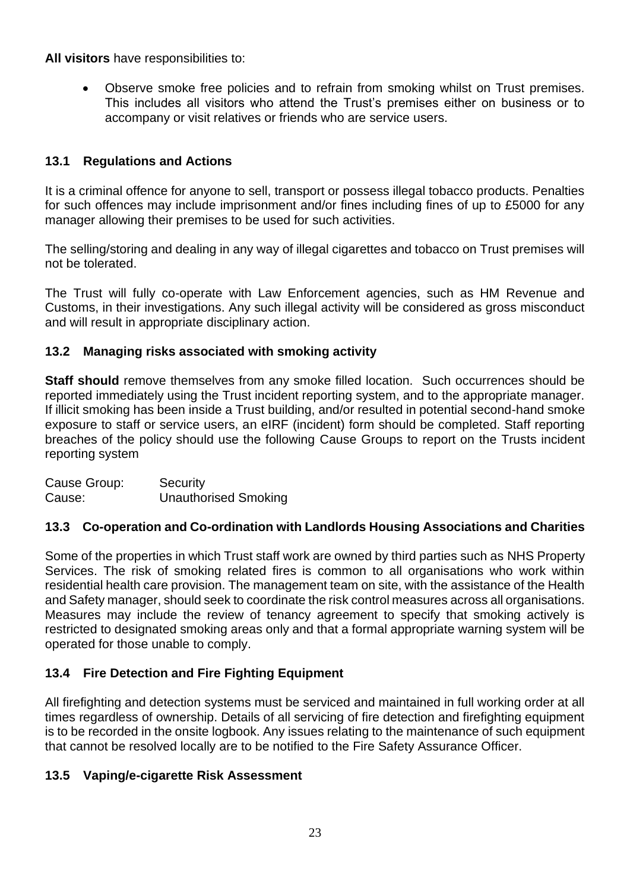**All visitors** have responsibilities to:

- Observe smoke free policies and to refrain from smoking whilst on Trust premises. This includes all visitors who attend the Trust's premises either on business or to accompany or visit relatives or friends who are service users.

### 13.1 Regulations and Actions

It is a criminal offence for anyone to sell, transport or possess illegal tobacco products. Penalties for such offences may include imprisonment and/or fines including fines of up to £5000 for any manager allowing their premises to be used for such activities.

The selling/storing and dealing in any way of illegal cigarettes and tobacco on Trust premises will not be tolerated.

The Trust will fully co-operate with Law Enforcement agencies, such as HM Revenue and Customs, in their investigations. Any such illegal activity will be considered as gross misconduct and will result in appropriate disciplinary action.

### 13.2 Managing risks associated with smoking activity

**Staff should** remove themselves from any smoke filled location. Such occurrences should be reported immediately using the Trust incident reporting system, and to the appropriate manager. If illicit smoking has been inside a Trust building, and/or resulted in potential second-hand smoke exposure to staff or service users, an eIRF (incident) form should be completed. Staff reporting breaches of the policy should use the following Cause Groups to report on the Trusts incident reporting system

Cause Group: Security
Cause: Unauthorised Smoking

### 13.3 Co-operation and Co-ordination with Landlords Housing Associations and Charities

Some of the properties in which Trust staff work are owned by third parties such as NHS Property Services. The risk of smoking related fires is common to all organisations who work within residential health care provision. The management team on site, with the assistance of the Health and Safety manager, should seek to coordinate the risk control measures across all organisations. Measures may include the review of tenancy agreement to specify that smoking actively is restricted to designated smoking areas only and that a formal appropriate warning system will be operated for those unable to comply.

### 13.4 Fire Detection and Fire Fighting Equipment

All firefighting and detection systems must be serviced and maintained in full working order at all times regardless of ownership. Details of all servicing of fire detection and firefighting equipment is to be recorded in the onsite logbook. Any issues relating to the maintenance of such equipment that cannot be resolved locally are to be notified to the Fire Safety Assurance Officer.

### 13.5 Vaping/e-cigarette Risk Assessment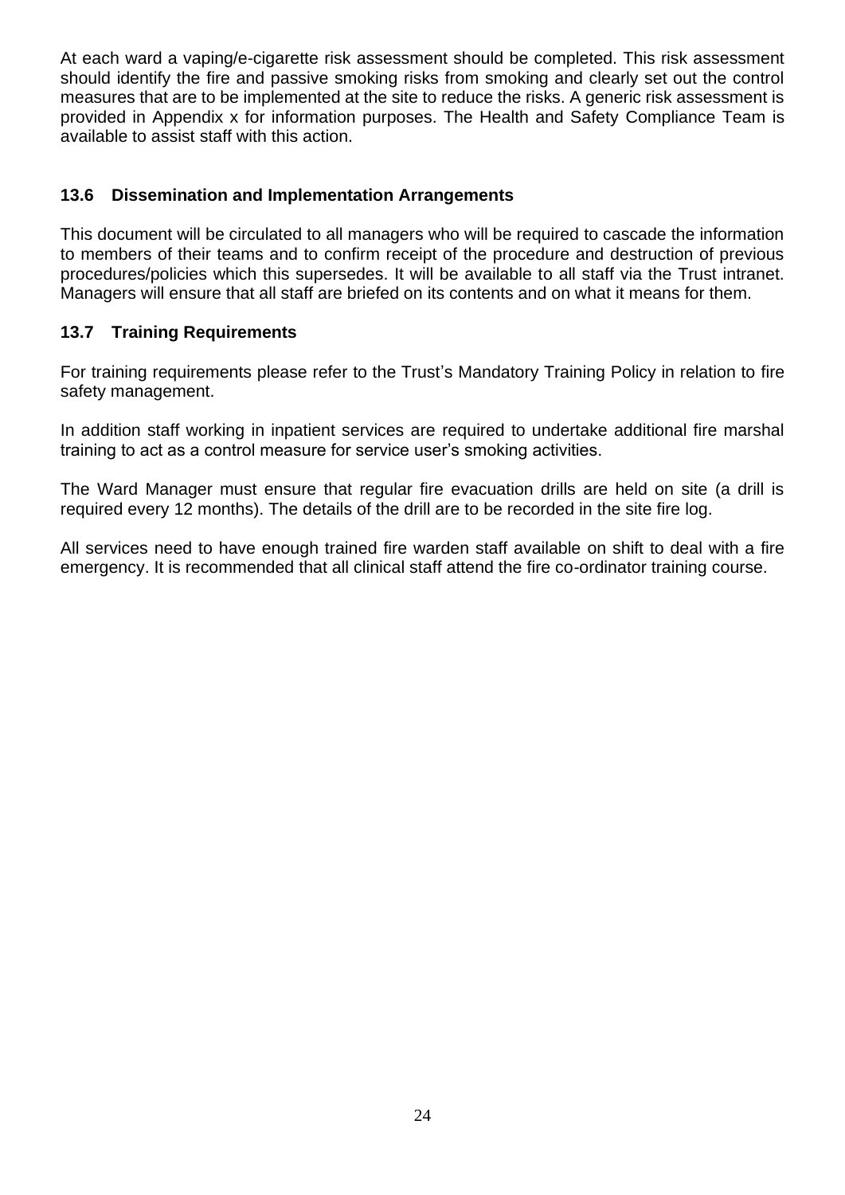At each ward a vaping/e-cigarette risk assessment should be completed. This risk assessment should identify the fire and passive smoking risks from smoking and clearly set out the control measures that are to be implemented at the site to reduce the risks. A generic risk assessment is provided in Appendix x for information purposes. The Health and Safety Compliance Team is available to assist staff with this action.

### 13.6 Dissemination and Implementation Arrangements

This document will be circulated to all managers who will be required to cascade the information to members of their teams and to confirm receipt of the procedure and destruction of previous procedures/policies which this supersedes. It will be available to all staff via the Trust intranet. Managers will ensure that all staff are briefed on its contents and on what it means for them.

### 13.7 Training Requirements

For training requirements please refer to the Trust's Mandatory Training Policy in relation to fire safety management.

In addition staff working in inpatient services are required to undertake additional fire marshal training to act as a control measure for service user's smoking activities.

The Ward Manager must ensure that regular fire evacuation drills are held on site (a drill is required every 12 months). The details of the drill are to be recorded in the site fire log.

All services need to have enough trained fire warden staff available on shift to deal with a fire emergency. It is recommended that all clinical staff attend the fire co-ordinator training course.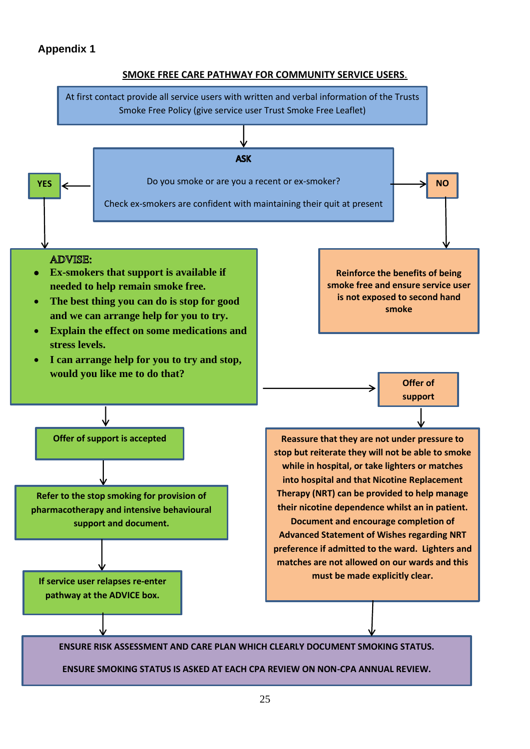**Appendix 1**

**SMOKE FREE CARE PATHWAY FOR COMMUNITY SERVICE USERS.**

At first contact provide all service users with written and verbal information of the Trusts Smoke Free Policy (give service user Trust Smoke Free Leaflet)

↓

**ASK**

Do you smoke or are you a recent or ex-smoker?

Check ex-smokers are confident with maintaining their quit at present

**YES** →

**ADVISE:**

- **Ex-smokers that support is available if needed to help remain smoke free.**
- **The best thing you can do is stop for good and we can arrange help for you to try.**
- **Explain the effect on some medications and stress levels.**
- **I can arrange help for you to try and stop, would you like me to do that?**

↓

**Offer of support is accepted**

↓

**Refer to the stop smoking for provision of pharmacotherapy and intensive behavioural support and document.**

↓

**If service user relapses re-enter pathway at the ADVICE box.**

**NO** →

**Reinforce the benefits of being smoke free and ensure service user is not exposed to second hand smoke**

(From ADVISE) → **Offer of support**

↓

**Reassure that they are not under pressure to stop but reiterate they will not be able to smoke while in hospital, or take lighters or matches into hospital and that Nicotine Replacement Therapy (NRT) can be provided to help manage their nicotine dependence whilst an in patient. Document and encourage completion of Advanced Statement of Wishes regarding NRT preference if admitted to the ward. Lighters and matches are not allowed on our wards and this must be made explicitly clear.**

↓

**ENSURE RISK ASSESSMENT AND CARE PLAN WHICH CLEARLY DOCUMENT SMOKING STATUS.**

**ENSURE SMOKING STATUS IS ASKED AT EACH CPA REVIEW ON NON-CPA ANNUAL REVIEW.**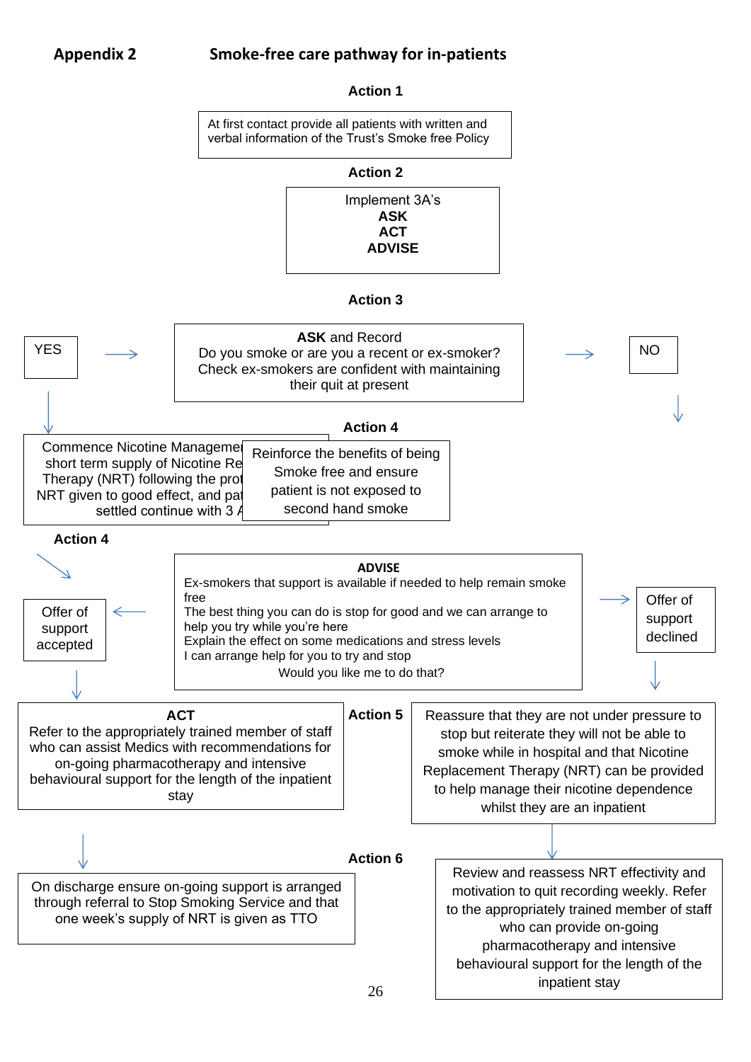**Appendix 2** **Smoke-free care pathway for in-patients**

**Action 1**

At first contact provide all patients with written and verbal information of the Trust's Smoke free Policy

**Action 2**

Implement 3A's
**ASK**
**ACT**
**ADVISE**

**Action 3**

YES →

**ASK** and Record
Do you smoke or are you a recent or ex-smoker?
Check ex-smokers are confident with maintaining their quit at present

→ NO

Commence Nicotine Manageme short term supply of Nicotine Re Therapy (NRT) following the prot NRT given to good effect, and pat settled continue with 3 A

**Action 4**

Reinforce the benefits of being Smoke free and ensure patient is not exposed to second hand smoke

**Action 4**

**ADVISE**
Ex-smokers that support is available if needed to help remain smoke free
The best thing you can do is stop for good and we can arrange to help you try while you're here
Explain the effect on some medications and stress levels
I can arrange help for you to try and stop
Would you like me to do that?

Offer of support accepted

Offer of support declined

**ACT**
Refer to the appropriately trained member of staff who can assist Medics with recommendations for on-going pharmacotherapy and intensive behavioural support for the length of the inpatient stay

**Action 5**

Reassure that they are not under pressure to stop but reiterate they will not be able to smoke while in hospital and that Nicotine Replacement Therapy (NRT) can be provided to help manage their nicotine dependence whilst they are an inpatient

**Action 6**

On discharge ensure on-going support is arranged through referral to Stop Smoking Service and that one week's supply of NRT is given as TTO

Review and reassess NRT effectivity and motivation to quit recording weekly. Refer to the appropriately trained member of staff who can provide on-going pharmacotherapy and intensive behavioural support for the length of the inpatient stay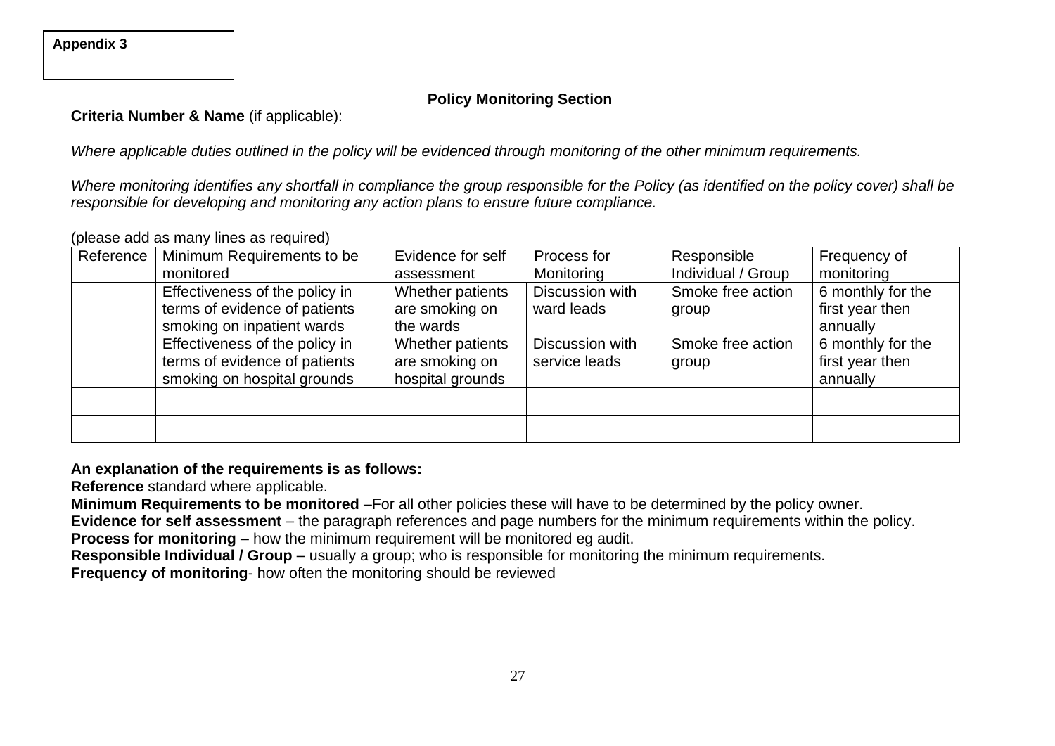**Appendix 3**

## Policy Monitoring Section

**Criteria Number & Name** (if applicable):

*Where applicable duties outlined in the policy will be evidenced through monitoring of the other minimum requirements.*

*Where monitoring identifies any shortfall in compliance the group responsible for the Policy (as identified on the policy cover) shall be responsible for developing and monitoring any action plans to ensure future compliance.*

(please add as many lines as required)

| Reference | Minimum Requirements to be monitored | Evidence for self assessment | Process for Monitoring | Responsible Individual / Group | Frequency of monitoring |
|---|---|---|---|---|---|
| | Effectiveness of the policy in terms of evidence of patients smoking on inpatient wards | Whether patients are smoking on the wards | Discussion with ward leads | Smoke free action group | 6 monthly for the first year then annually |
| | Effectiveness of the policy in terms of evidence of patients smoking on hospital grounds | Whether patients are smoking on hospital grounds | Discussion with service leads | Smoke free action group | 6 monthly for the first year then annually |
| | | | | | |
| | | | | | |

**An explanation of the requirements is as follows:**

**Reference** standard where applicable.

**Minimum Requirements to be monitored** –For all other policies these will have to be determined by the policy owner.

**Evidence for self assessment** – the paragraph references and page numbers for the minimum requirements within the policy.

**Process for monitoring** – how the minimum requirement will be monitored eg audit.

**Responsible Individual / Group** – usually a group; who is responsible for monitoring the minimum requirements.

**Frequency of monitoring**- how often the monitoring should be reviewed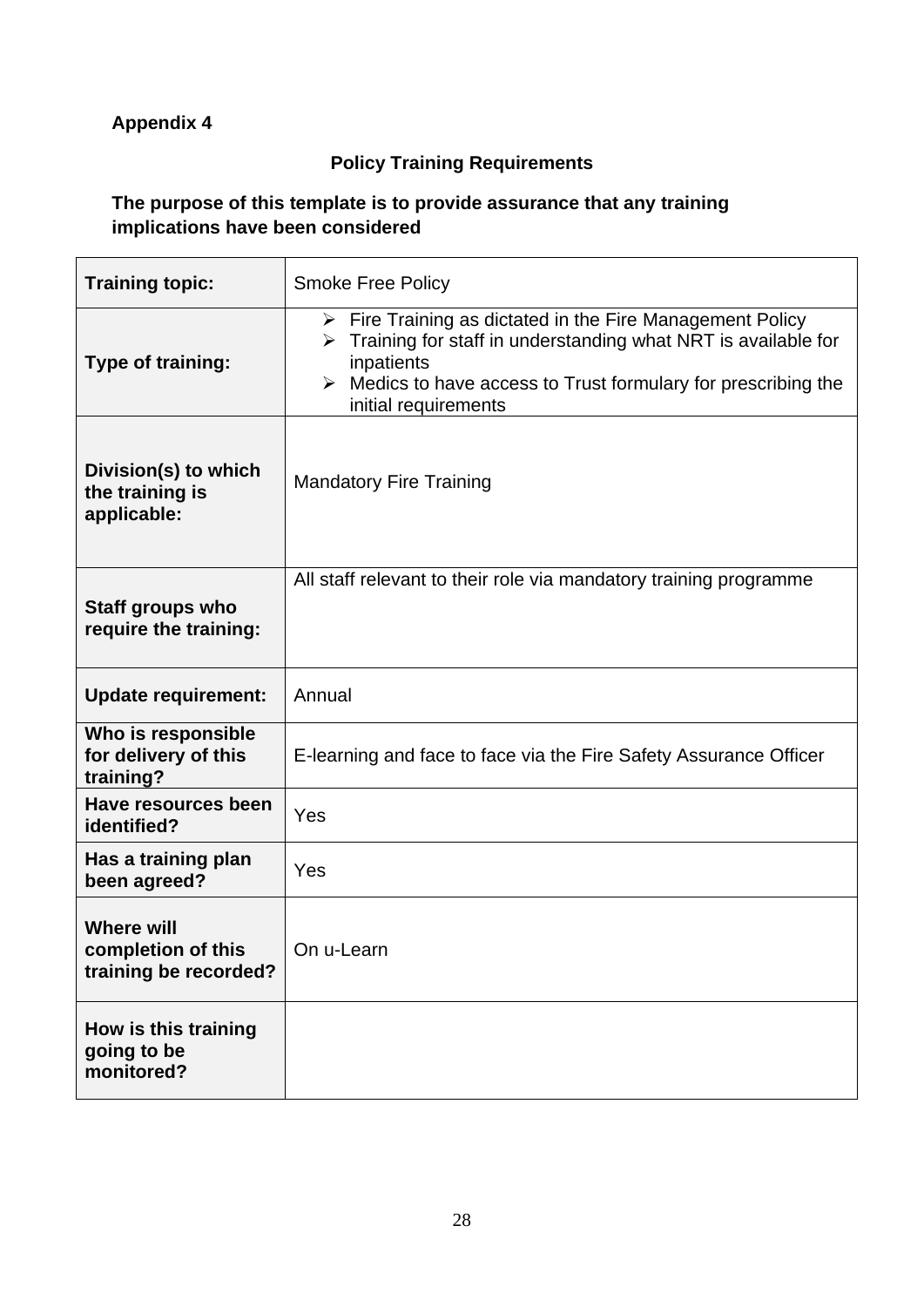**Appendix 4**

**Policy Training Requirements**

**The purpose of this template is to provide assurance that any training implications have been considered**

| | |
|---|---|
| **Training topic:** | Smoke Free Policy |
| **Type of training:** | ➢ Fire Training as dictated in the Fire Management Policy<br>➢ Training for staff in understanding what NRT is available for inpatients<br>➢ Medics to have access to Trust formulary for prescribing the initial requirements |
| **Division(s) to which the training is applicable:** | Mandatory Fire Training |
| **Staff groups who require the training:** | All staff relevant to their role via mandatory training programme |
| **Update requirement:** | Annual |
| **Who is responsible for delivery of this training?** | E-learning and face to face via the Fire Safety Assurance Officer |
| **Have resources been identified?** | Yes |
| **Has a training plan been agreed?** | Yes |
| **Where will completion of this training be recorded?** | On u-Learn |
| **How is this training going to be monitored?** | |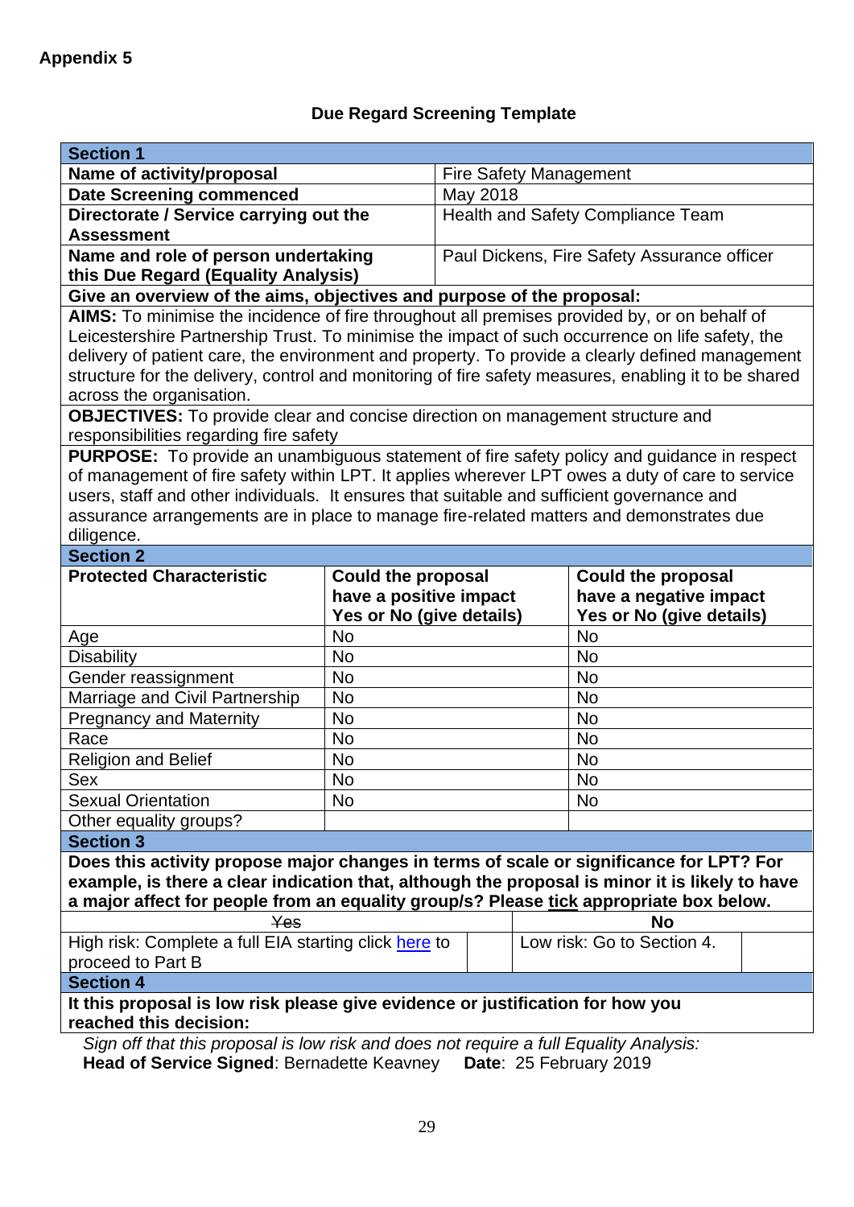**Appendix 5**

## Due Regard Screening Template

| **Section 1** | |
|---|---|
| **Name of activity/proposal** | Fire Safety Management |
| **Date Screening commenced** | May 2018 |
| **Directorate / Service carrying out the Assessment** | Health and Safety Compliance Team |
| **Name and role of person undertaking this Due Regard (Equality Analysis)** | Paul Dickens, Fire Safety Assurance officer |
| **Give an overview of the aims, objectives and purpose of the proposal:** | |
| **AIMS:** To minimise the incidence of fire throughout all premises provided by, or on behalf of Leicestershire Partnership Trust. To minimise the impact of such occurrence on life safety, the delivery of patient care, the environment and property. To provide a clearly defined management structure for the delivery, control and monitoring of fire safety measures, enabling it to be shared across the organisation. | |
| **OBJECTIVES:** To provide clear and concise direction on management structure and responsibilities regarding fire safety | |
| **PURPOSE:** To provide an unambiguous statement of fire safety policy and guidance in respect of management of fire safety within LPT. It applies wherever LPT owes a duty of care to service users, staff and other individuals. It ensures that suitable and sufficient governance and assurance arrangements are in place to manage fire-related matters and demonstrates due diligence. | |

| **Section 2** | | |
|---|---|---|
| **Protected Characteristic** | **Could the proposal have a positive impact Yes or No (give details)** | **Could the proposal have a negative impact Yes or No (give details)** |
| Age | No | No |
| Disability | No | No |
| Gender reassignment | No | No |
| Marriage and Civil Partnership | No | No |
| Pregnancy and Maternity | No | No |
| Race | No | No |
| Religion and Belief | No | No |
| Sex | No | No |
| Sexual Orientation | No | No |
| Other equality groups? | | |

| **Section 3** | | | |
|---|---|---|---|
| **Does this activity propose major changes in terms of scale or significance for LPT? For example, is there a clear indication that, although the proposal is minor it is likely to have a major affect for people from an equality group/s? Please tick appropriate box below.** | | | |
| ~~Yes~~ | | **No** | |
| High risk: Complete a full EIA starting click [here](here) to proceed to Part B | | Low risk: Go to Section 4. | |

| **Section 4** |
|---|
| **It this proposal is low risk please give evidence or justification for how you reached this decision:** |

*Sign off that this proposal is low risk and does not require a full Equality Analysis:*
**Head of Service Signed**: Bernadette Keavney **Date**: 25 February 2019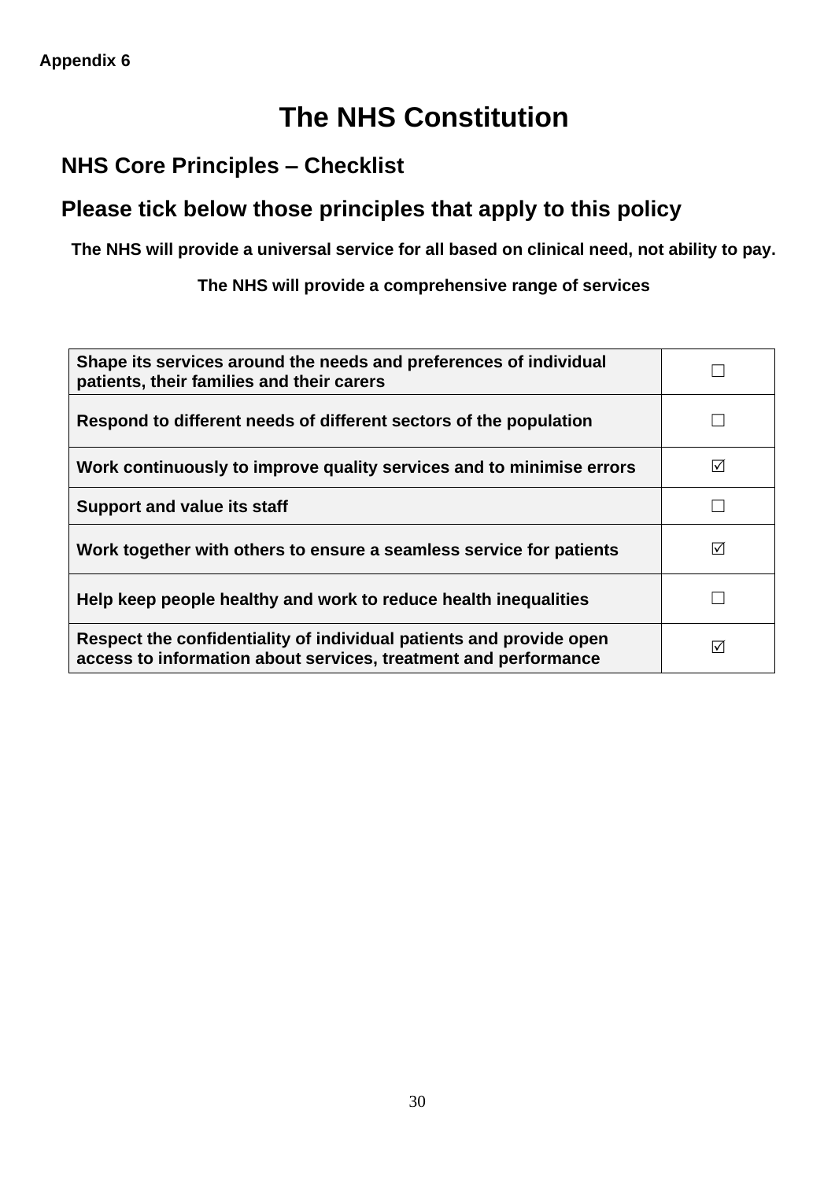**Appendix 6**

# The NHS Constitution

## NHS Core Principles – Checklist

## Please tick below those principles that apply to this policy

**The NHS will provide a universal service for all based on clinical need, not ability to pay.**

**The NHS will provide a comprehensive range of services**

| | |
|---|---|
| **Shape its services around the needs and preferences of individual patients, their families and their carers** | ☐ |
| **Respond to different needs of different sectors of the population** | ☐ |
| **Work continuously to improve quality services and to minimise errors** | ☑ |
| **Support and value its staff** | ☐ |
| **Work together with others to ensure a seamless service for patients** | ☑ |
| **Help keep people healthy and work to reduce health inequalities** | ☐ |
| **Respect the confidentiality of individual patients and provide open access to information about services, treatment and performance** | ☑ |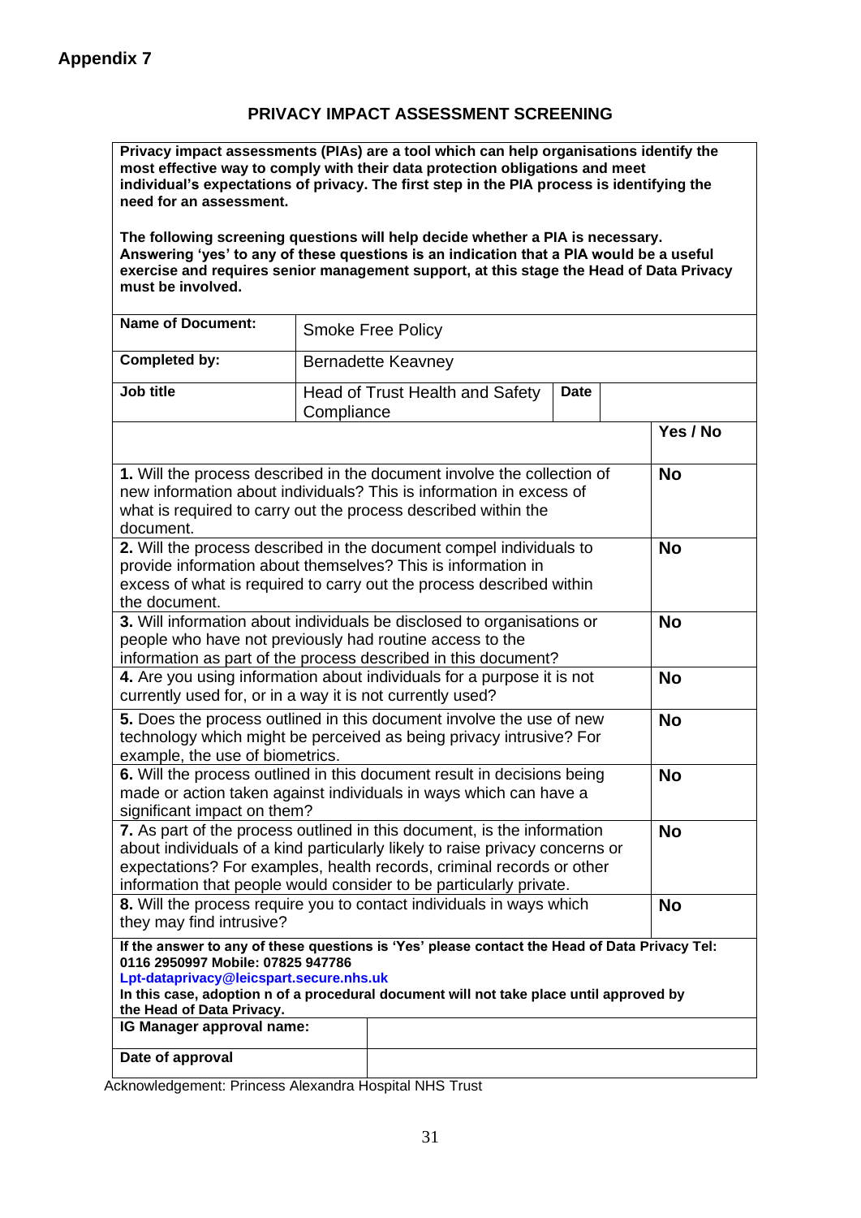# Appendix 7

## PRIVACY IMPACT ASSESSMENT SCREENING

**Privacy impact assessments (PIAs) are a tool which can help organisations identify the most effective way to comply with their data protection obligations and meet individual's expectations of privacy. The first step in the PIA process is identifying the need for an assessment.**

**The following screening questions will help decide whether a PIA is necessary. Answering 'yes' to any of these questions is an indication that a PIA would be a useful exercise and requires senior management support, at this stage the Head of Data Privacy must be involved.**

| | | | |
|---|---|---|---|
| **Name of Document:** | Smoke Free Policy | | |
| **Completed by:** | Bernadette Keavney | | |
| **Job title** | Head of Trust Health and Safety Compliance | **Date** | |

| | **Yes / No** |
|---|---|
| **1.** Will the process described in the document involve the collection of new information about individuals? This is information in excess of what is required to carry out the process described within the document. | **No** |
| **2.** Will the process described in the document compel individuals to provide information about themselves? This is information in excess of what is required to carry out the process described within the document. | **No** |
| **3.** Will information about individuals be disclosed to organisations or people who have not previously had routine access to the information as part of the process described in this document? | **No** |
| **4.** Are you using information about individuals for a purpose it is not currently used for, or in a way it is not currently used? | **No** |
| **5.** Does the process outlined in this document involve the use of new technology which might be perceived as being privacy intrusive? For example, the use of biometrics. | **No** |
| **6.** Will the process outlined in this document result in decisions being made or action taken against individuals in ways which can have a significant impact on them? | **No** |
| **7.** As part of the process outlined in this document, is the information about individuals of a kind particularly likely to raise privacy concerns or expectations? For examples, health records, criminal records or other information that people would consider to be particularly private. | **No** |
| **8.** Will the process require you to contact individuals in ways which they may find intrusive? | **No** |

**If the answer to any of these questions is 'Yes' please contact the Head of Data Privacy Tel: 0116 2950997 Mobile: 07825 947786**
**Lpt-dataprivacy@leicspart.secure.nhs.uk**
**In this case, adoption n of a procedural document will not take place until approved by the Head of Data Privacy.**

| | |
|---|---|
| **IG Manager approval name:** | |
| **Date of approval** | |

Acknowledgement: Princess Alexandra Hospital NHS Trust